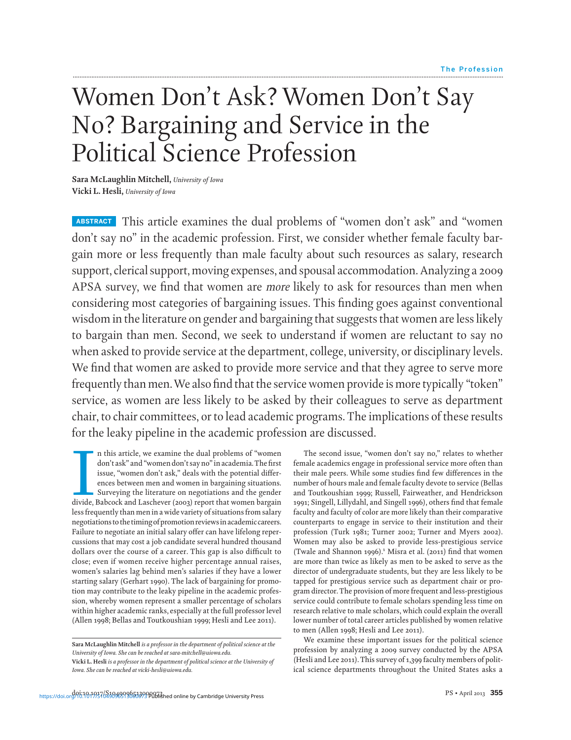# Women Don't Ask? Women Don't Say No? Bargaining and Service in the Political Science Profession

**Sara McLaughlin Mitchell,** *University of Iowa*
**Vicki L. Hesli,** *University of Iowa*

**ABSTRACT** This article examines the dual problems of "women don't ask" and "women don't say no" in the academic profession. First, we consider whether female faculty bargain more or less frequently than male faculty about such resources as salary, research support, clerical support, moving expenses, and spousal accommodation. Analyzing a 2009 APSA survey, we find that women are *more* likely to ask for resources than men when considering most categories of bargaining issues. This finding goes against conventional wisdom in the literature on gender and bargaining that suggests that women are less likely to bargain than men. Second, we seek to understand if women are reluctant to say no when asked to provide service at the department, college, university, or disciplinary levels. We find that women are asked to provide more service and that they agree to serve more frequently than men. We also find that the service women provide is more typically "token" service, as women are less likely to be asked by their colleagues to serve as department chair, to chair committees, or to lead academic programs. The implications of these results for the leaky pipeline in the academic profession are discussed.

In this article, we examine the dual problems of "women don't ask" and "women don't say no" in academia. The first issue, "women don't ask," deals with the potential differences between men and women in bargaining situations. Surveying the literature on negotiations and the gender divide, Babcock and Laschever (2003) report that women bargain less frequently than men in a wide variety of situations from salary negotiations to the timing of promotion reviews in academic careers. Failure to negotiate an initial salary offer can have lifelong repercussions that may cost a job candidate several hundred thousand dollars over the course of a career. This gap is also difficult to close; even if women receive higher percentage annual raises, women's salaries lag behind men's salaries if they have a lower starting salary (Gerhart 1990). The lack of bargaining for promotion may contribute to the leaky pipeline in the academic profession, whereby women represent a smaller percentage of scholars within higher academic ranks, especially at the full professor level (Allen 1998; Bellas and Toutkoushian 1999; Hesli and Lee 2011).

The second issue, "women don't say no," relates to whether female academics engage in professional service more often than their male peers. While some studies find few differences in the number of hours male and female faculty devote to service (Bellas and Toutkoushian 1999; Russell, Fairweather, and Hendrickson 1991; Singell, Lillydahl, and Singell 1996), others find that female faculty and faculty of color are more likely than their comparative counterparts to engage in service to their institution and their profession (Turk 1981; Turner 2002; Turner and Myers 2002). Women may also be asked to provide less-prestigious service (Twale and Shannon 1996).[1] Misra et al. (2011) find that women are more than twice as likely as men to be asked to serve as the director of undergraduate students, but they are less likely to be tapped for prestigious service such as department chair or program director. The provision of more frequent and less-prestigious service could contribute to female scholars spending less time on research relative to male scholars, which could explain the overall lower number of total career articles published by women relative to men (Allen 1998; Hesli and Lee 2011).

We examine these important issues for the political science profession by analyzing a 2009 survey conducted by the APSA (Hesli and Lee 2011). This survey of 1,399 faculty members of political science departments throughout the United States asks a

**Sara McLaughlin Mitchell** *is a professor in the department of political science at the University of Iowa. She can be reached at sara-mitchell@uiowa.edu.*
**Vicki L. Hesli** *is a professor in the department of political science at the University of Iowa. She can be reached at vicki-hesli@uiowa.edu.*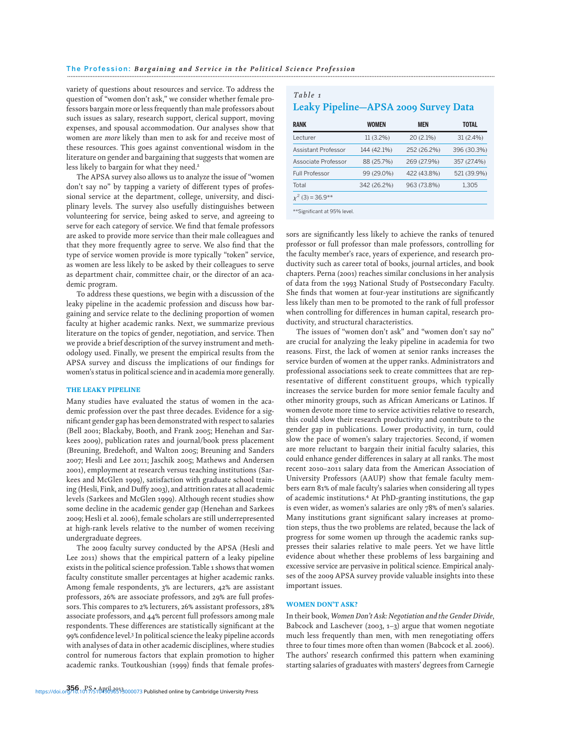variety of questions about resources and service. To address the question of "women don't ask," we consider whether female professors bargain more or less frequently than male professors about such issues as salary, research support, clerical support, moving expenses, and spousal accommodation. Our analyses show that women are *more* likely than men to ask for and receive most of these resources. This goes against conventional wisdom in the literature on gender and bargaining that suggests that women are less likely to bargain for what they need.[2]

The APSA survey also allows us to analyze the issue of "women don't say no" by tapping a variety of different types of professional service at the department, college, university, and disciplinary levels. The survey also usefully distinguishes between volunteering for service, being asked to serve, and agreeing to serve for each category of service. We find that female professors are asked to provide more service than their male colleagues and that they more frequently agree to serve. We also find that the type of service women provide is more typically "token" service, as women are less likely to be asked by their colleagues to serve as department chair, committee chair, or the director of an academic program.

To address these questions, we begin with a discussion of the leaky pipeline in the academic profession and discuss how bargaining and service relate to the declining proportion of women faculty at higher academic ranks. Next, we summarize previous literature on the topics of gender, negotiation, and service. Then we provide a brief description of the survey instrument and methodology used. Finally, we present the empirical results from the APSA survey and discuss the implications of our findings for women's status in political science and in academia more generally.

## THE LEAKY PIPELINE

Many studies have evaluated the status of women in the academic profession over the past three decades. Evidence for a significant gender gap has been demonstrated with respect to salaries (Bell 2001; Blackaby, Booth, and Frank 2005; Henehan and Sarkees 2009), publication rates and journal/book press placement (Breuning, Bredehoft, and Walton 2005; Breuning and Sanders 2007; Hesli and Lee 2011; Jaschik 2005; Mathews and Andersen 2001), employment at research versus teaching institutions (Sarkees and McGlen 1999), satisfaction with graduate school training (Hesli, Fink, and Duffy 2003), and attrition rates at all academic levels (Sarkees and McGlen 1999). Although recent studies show some decline in the academic gender gap (Henehan and Sarkees 2009; Hesli et al. 2006), female scholars are still underrepresented at high-rank levels relative to the number of women receiving undergraduate degrees.

The 2009 faculty survey conducted by the APSA (Hesli and Lee 2011) shows that the empirical pattern of a leaky pipeline exists in the political science profession. Table 1 shows that women faculty constitute smaller percentages at higher academic ranks. Among female respondents, 3% are lecturers, 42% are assistant professors, 26% are associate professors, and 29% are full professors. This compares to 2% lecturers, 26% assistant professors, 28% associate professors, and 44% percent full professors among male respondents. These differences are statistically significant at the 99% confidence level.[3] In political science the leaky pipeline accords with analyses of data in other academic disciplines, where studies control for numerous factors that explain promotion to higher academic ranks. Toutkoushian (1999) finds that female professors are significantly less likely to achieve the ranks of tenured professor or full professor than male professors, controlling for the faculty member's race, years of experience, and research productivity such as career total of books, journal articles, and book chapters. Perna (2001) reaches similar conclusions in her analysis of data from the 1993 National Study of Postsecondary Faculty. She finds that women at four-year institutions are significantly less likely than men to be promoted to the rank of full professor when controlling for differences in human capital, research productivity, and structural characteristics.

*Table 1*
**Leaky Pipeline—APSA 2009 Survey Data**

| RANK | WOMEN | MEN | TOTAL |
|---|---|---|---|
| Lecturer | 11 (3.2%) | 20 (2.1%) | 31 (2.4%) |
| Assistant Professor | 144 (42.1%) | 252 (26.2%) | 396 (30.3%) |
| Associate Professor | 88 (25.7%) | 269 (27.9%) | 357 (27.4%) |
| Full Professor | 99 (29.0%) | 422 (43.8%) | 521 (39.9%) |
| Total | 342 (26.2%) | 963 (73.8%) | 1,305 |
| $\chi^2$ (3) = 36.9** | | | |

**Significant at 95% level.

The issues of "women don't ask" and "women don't say no" are crucial for analyzing the leaky pipeline in academia for two reasons. First, the lack of women at senior ranks increases the service burden of women at the upper ranks. Administrators and professional associations seek to create committees that are representative of different constituent groups, which typically increases the service burden for more senior female faculty and other minority groups, such as African Americans or Latinos. If women devote more time to service activities relative to research, this could slow their research productivity and contribute to the gender gap in publications. Lower productivity, in turn, could slow the pace of women's salary trajectories. Second, if women are more reluctant to bargain their initial faculty salaries, this could enhance gender differences in salary at all ranks. The most recent 2010–2011 salary data from the American Association of University Professors (AAUP) show that female faculty members earn 81% of male faculty's salaries when considering all types of academic institutions.[4] At PhD-granting institutions, the gap is even wider, as women's salaries are only 78% of men's salaries. Many institutions grant significant salary increases at promotion steps, thus the two problems are related, because the lack of progress for some women up through the academic ranks suppresses their salaries relative to male peers. Yet we have little evidence about whether these problems of less bargaining and excessive service are pervasive in political science. Empirical analyses of the 2009 APSA survey provide valuable insights into these important issues.

## WOMEN DON'T ASK?

In their book, *Women Don't Ask: Negotiation and the Gender Divide*, Babcock and Laschever (2003, 1–3) argue that women negotiate much less frequently than men, with men renegotiating offers three to four times more often than women (Babcock et al. 2006). The authors' research confirmed this pattern when examining starting salaries of graduates with masters' degrees from Carnegie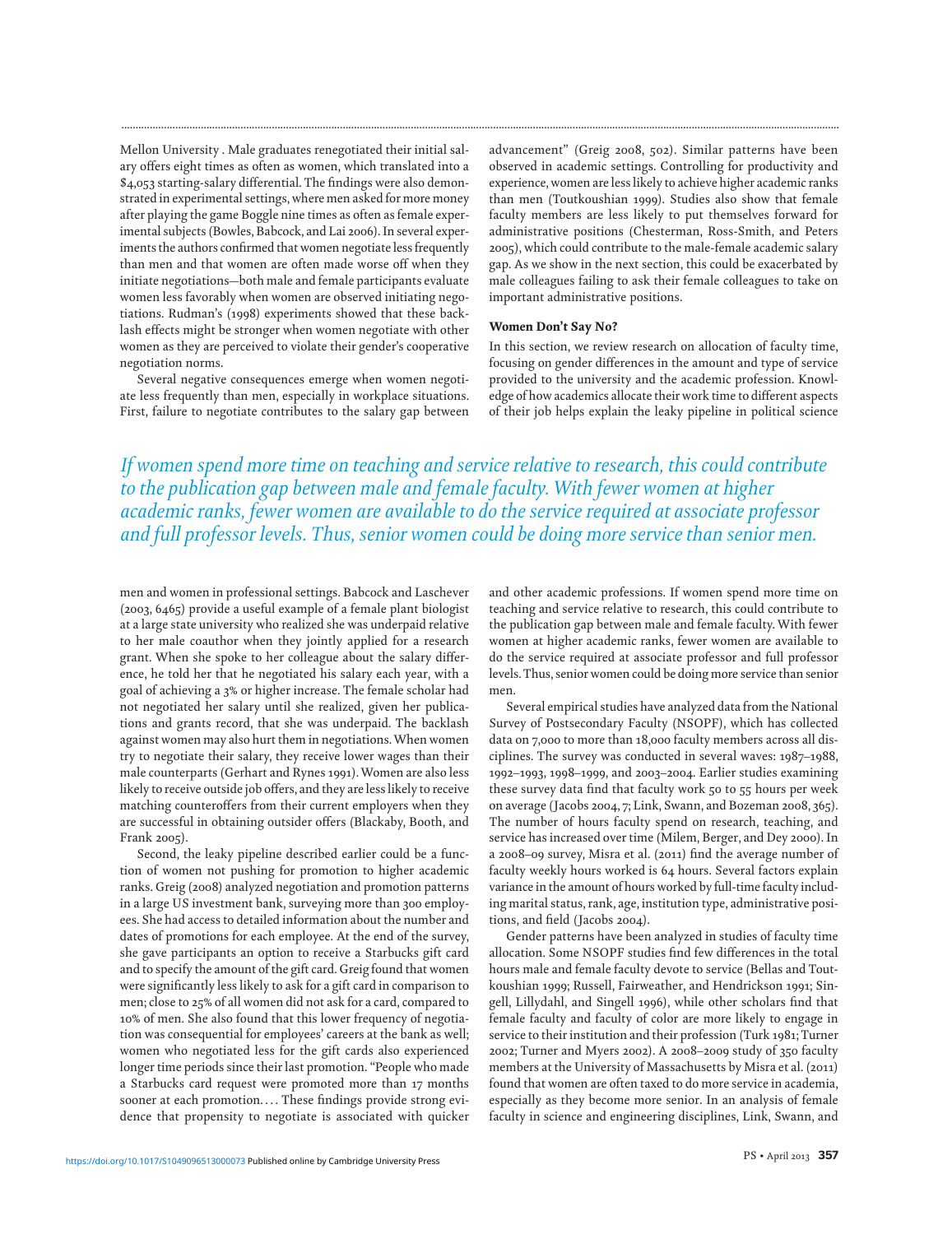Mellon University . Male graduates renegotiated their initial salary offers eight times as often as women, which translated into a $4,053 starting-salary differential. The findings were also demonstrated in experimental settings, where men asked for more money after playing the game Boggle nine times as often as female experimental subjects (Bowles, Babcock, and Lai 2006). In several experiments the authors confirmed that women negotiate less frequently than men and that women are often made worse off when they initiate negotiations—both male and female participants evaluate women less favorably when women are observed initiating negotiations. Rudman's (1998) experiments showed that these backlash effects might be stronger when women negotiate with other women as they are perceived to violate their gender's cooperative negotiation norms.

Several negative consequences emerge when women negotiate less frequently than men, especially in workplace situations. First, failure to negotiate contributes to the salary gap between men and women in professional settings. Babcock and Laschever (2003, 6465) provide a useful example of a female plant biologist at a large state university who realized she was underpaid relative to her male coauthor when they jointly applied for a research grant. When she spoke to her colleague about the salary difference, he told her that he negotiated his salary each year, with a goal of achieving a 3% or higher increase. The female scholar had not negotiated her salary until she realized, given her publications and grants record, that she was underpaid. The backlash against women may also hurt them in negotiations. When women try to negotiate their salary, they receive lower wages than their male counterparts (Gerhart and Rynes 1991). Women are also less likely to receive outside job offers, and they are less likely to receive matching counteroffers from their current employers when they are successful in obtaining outsider offers (Blackaby, Booth, and Frank 2005).

Second, the leaky pipeline described earlier could be a function of women not pushing for promotion to higher academic ranks. Greig (2008) analyzed negotiation and promotion patterns in a large US investment bank, surveying more than 300 employees. She had access to detailed information about the number and dates of promotions for each employee. At the end of the survey, she gave participants an option to receive a Starbucks gift card and to specify the amount of the gift card. Greig found that women were significantly less likely to ask for a gift card in comparison to men; close to 25% of all women did not ask for a card, compared to 10% of men. She also found that this lower frequency of negotiation was consequential for employees' careers at the bank as well; women who negotiated less for the gift cards also experienced longer time periods since their last promotion. "People who made a Starbucks card request were promoted more than 17 months sooner at each promotion. . . . These findings provide strong evidence that propensity to negotiate is associated with quicker advancement" (Greig 2008, 502). Similar patterns have been observed in academic settings. Controlling for productivity and experience, women are less likely to achieve higher academic ranks than men (Toutkoushian 1999). Studies also show that female faculty members are less likely to put themselves forward for administrative positions (Chesterman, Ross-Smith, and Peters 2005), which could contribute to the male-female academic salary gap. As we show in the next section, this could be exacerbated by male colleagues failing to ask their female colleagues to take on important administrative positions.

### Women Don't Say No?

In this section, we review research on allocation of faculty time, focusing on gender differences in the amount and type of service provided to the university and the academic profession. Knowledge of how academics allocate their work time to different aspects of their job helps explain the leaky pipeline in political science and other academic professions. If women spend more time on teaching and service relative to research, this could contribute to the publication gap between male and female faculty. With fewer women at higher academic ranks, fewer women are available to do the service required at associate professor and full professor levels. Thus, senior women could be doing more service than senior men.

*If women spend more time on teaching and service relative to research, this could contribute to the publication gap between male and female faculty. With fewer women at higher academic ranks, fewer women are available to do the service required at associate professor and full professor levels. Thus, senior women could be doing more service than senior men.*

Several empirical studies have analyzed data from the National Survey of Postsecondary Faculty (NSOPF), which has collected data on 7,000 to more than 18,000 faculty members across all disciplines. The survey was conducted in several waves: 1987–1988, 1992–1993, 1998–1999, and 2003–2004. Earlier studies examining these survey data find that faculty work 50 to 55 hours per week on average (Jacobs 2004, 7; Link, Swann, and Bozeman 2008, 365). The number of hours faculty spend on research, teaching, and service has increased over time (Milem, Berger, and Dey 2000). In a 2008–09 survey, Misra et al. (2011) find the average number of faculty weekly hours worked is 64 hours. Several factors explain variance in the amount of hours worked by full-time faculty including marital status, rank, age, institution type, administrative positions, and field (Jacobs 2004).

Gender patterns have been analyzed in studies of faculty time allocation. Some NSOPF studies find few differences in the total hours male and female faculty devote to service (Bellas and Toutkoushian 1999; Russell, Fairweather, and Hendrickson 1991; Singell, Lillydahl, and Singell 1996), while other scholars find that female faculty and faculty of color are more likely to engage in service to their institution and their profession (Turk 1981; Turner 2002; Turner and Myers 2002). A 2008–2009 study of 350 faculty members at the University of Massachusetts by Misra et al. (2011) found that women are often taxed to do more service in academia, especially as they become more senior. In an analysis of female faculty in science and engineering disciplines, Link, Swann, and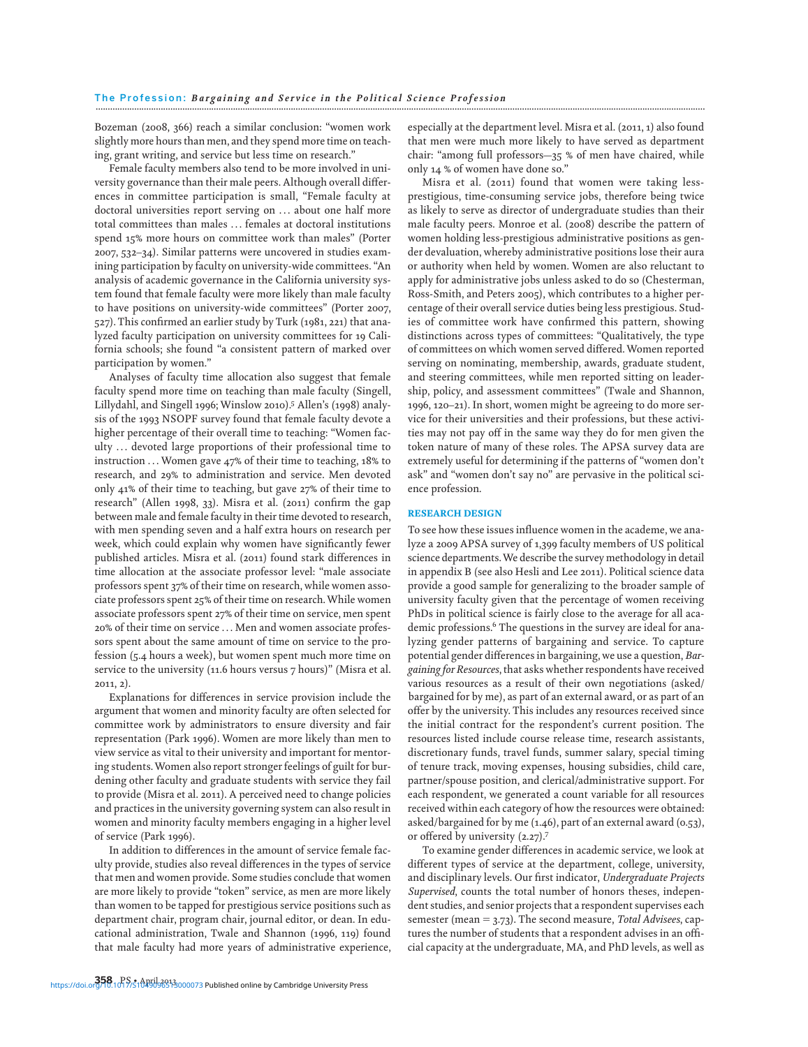Bozeman (2008, 366) reach a similar conclusion: "women work slightly more hours than men, and they spend more time on teaching, grant writing, and service but less time on research."

Female faculty members also tend to be more involved in university governance than their male peers. Although overall differences in committee participation is small, "Female faculty at doctoral universities report serving on … about one half more total committees than males … females at doctoral institutions spend 15% more hours on committee work than males" (Porter 2007, 532–34). Similar patterns were uncovered in studies examining participation by faculty on university-wide committees. "An analysis of academic governance in the California university system found that female faculty were more likely than male faculty to have positions on university-wide committees" (Porter 2007, 527). This confirmed an earlier study by Turk (1981, 221) that analyzed faculty participation on university committees for 19 California schools; she found "a consistent pattern of marked over participation by women."

Analyses of faculty time allocation also suggest that female faculty spend more time on teaching than male faculty (Singell, Lillydahl, and Singell 1996; Winslow 2010).[5] Allen's (1998) analysis of the 1993 NSOPF survey found that female faculty devote a higher percentage of their overall time to teaching: "Women faculty … devoted large proportions of their professional time to instruction … Women gave 47% of their time to teaching, 18% to research, and 29% to administration and service. Men devoted only 41% of their time to teaching, but gave 27% of their time to research" (Allen 1998, 33). Misra et al. (2011) confirm the gap between male and female faculty in their time devoted to research, with men spending seven and a half extra hours on research per week, which could explain why women have significantly fewer published articles. Misra et al. (2011) found stark differences in time allocation at the associate professor level: "male associate professors spent 37% of their time on research, while women associate professors spent 25% of their time on research. While women associate professors spent 27% of their time on service, men spent 20% of their time on service … Men and women associate professors spent about the same amount of time on service to the profession (5.4 hours a week), but women spent much more time on service to the university (11.6 hours versus 7 hours)" (Misra et al. 2011, 2).

Explanations for differences in service provision include the argument that women and minority faculty are often selected for committee work by administrators to ensure diversity and fair representation (Park 1996). Women are more likely than men to view service as vital to their university and important for mentoring students. Women also report stronger feelings of guilt for burdening other faculty and graduate students with service they fail to provide (Misra et al. 2011). A perceived need to change policies and practices in the university governing system can also result in women and minority faculty members engaging in a higher level of service (Park 1996).

In addition to differences in the amount of service female faculty provide, studies also reveal differences in the types of service that men and women provide. Some studies conclude that women are more likely to provide "token" service, as men are more likely than women to be tapped for prestigious service positions such as department chair, program chair, journal editor, or dean. In educational administration, Twale and Shannon (1996, 119) found that male faculty had more years of administrative experience, especially at the department level. Misra et al. (2011, 1) also found that men were much more likely to have served as department chair: "among full professors—35 % of men have chaired, while only 14 % of women have done so."

Misra et al. (2011) found that women were taking less-prestigious, time-consuming service jobs, therefore being twice as likely to serve as director of undergraduate studies than their male faculty peers. Monroe et al. (2008) describe the pattern of women holding less-prestigious administrative positions as gender devaluation, whereby administrative positions lose their aura or authority when held by women. Women are also reluctant to apply for administrative jobs unless asked to do so (Chesterman, Ross-Smith, and Peters 2005), which contributes to a higher percentage of their overall service duties being less prestigious. Studies of committee work have confirmed this pattern, showing distinctions across types of committees: "Qualitatively, the type of committees on which women served differed. Women reported serving on nominating, membership, awards, graduate student, and steering committees, while men reported sitting on leadership, policy, and assessment committees" (Twale and Shannon, 1996, 120–21). In short, women might be agreeing to do more service for their universities and their professions, but these activities may not pay off in the same way they do for men given the token nature of many of these roles. The APSA survey data are extremely useful for determining if the patterns of "women don't ask" and "women don't say no" are pervasive in the political science profession.

## RESEARCH DESIGN

To see how these issues influence women in the academe, we analyze a 2009 APSA survey of 1,399 faculty members of US political science departments. We describe the survey methodology in detail in appendix B (see also Hesli and Lee 2011). Political science data provide a good sample for generalizing to the broader sample of university faculty given that the percentage of women receiving PhDs in political science is fairly close to the average for all academic professions.[6] The questions in the survey are ideal for analyzing gender patterns of bargaining and service. To capture potential gender differences in bargaining, we use a question, *Bargaining for Resources*, that asks whether respondents have received various resources as a result of their own negotiations (asked/bargained for by me), as part of an external award, or as part of an offer by the university. This includes any resources received since the initial contract for the respondent's current position. The resources listed include course release time, research assistants, discretionary funds, travel funds, summer salary, special timing of tenure track, moving expenses, housing subsidies, child care, partner/spouse position, and clerical/administrative support. For each respondent, we generated a count variable for all resources received within each category of how the resources were obtained: asked/bargained for by me (1.46), part of an external award (0.53), or offered by university (2.27).[7]

To examine gender differences in academic service, we look at different types of service at the department, college, university, and disciplinary levels. Our first indicator, *Undergraduate Projects Supervised*, counts the total number of honors theses, independent studies, and senior projects that a respondent supervises each semester (mean = 3.73). The second measure, *Total Advisees*, captures the number of students that a respondent advises in an official capacity at the undergraduate, MA, and PhD levels, as well as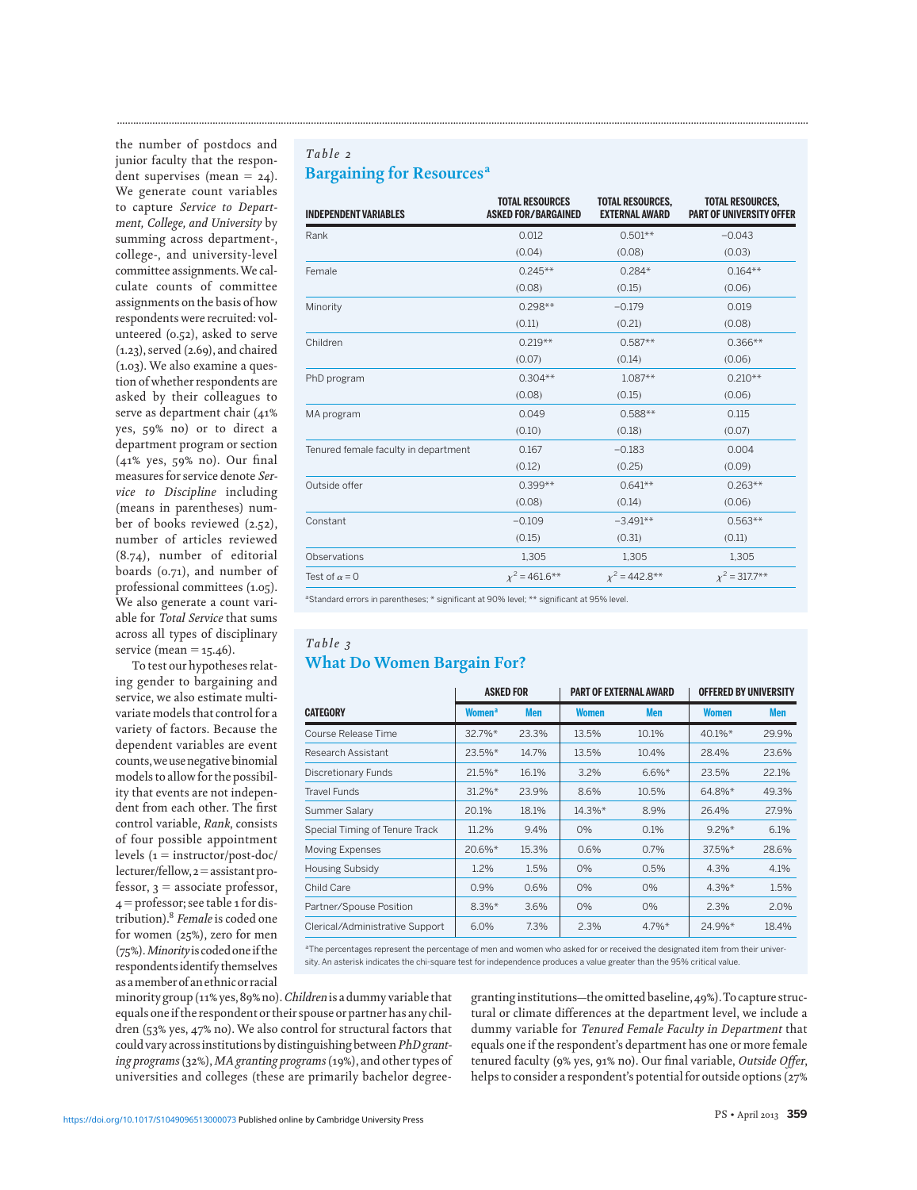the number of postdocs and junior faculty that the respondent supervises (mean = 24). We generate count variables to capture *Service to Department, College, and University* by summing across department-, college-, and university-level committee assignments. We calculate counts of committee assignments on the basis of how respondents were recruited: volunteered (0.52), asked to serve (1.23), served (2.69), and chaired (1.03). We also examine a question of whether respondents are asked by their colleagues to serve as department chair (41% yes, 59% no) or to direct a department program or section (41% yes, 59% no). Our final measures for service denote *Service to Discipline* including (means in parentheses) number of books reviewed (2.52), number of articles reviewed (8.74), number of editorial boards (0.71), and number of professional committees (1.05). We also generate a count variable for *Total Service* that sums across all types of disciplinary service (mean = 15.46).

To test our hypotheses relating gender to bargaining and service, we also estimate multivariate models that control for a variety of factors. Because the dependent variables are event counts, we use negative binomial models to allow for the possibility that events are not independent from each other. The first control variable, *Rank*, consists of four possible appointment levels (1 = instructor/post-doc/lecturer/fellow, 2 = assistant professor, 3 = associate professor, 4 = professor; see table 1 for distribution).[8] *Female* is coded one for women (25%), zero for men (75%). *Minority* is coded one if the respondents identify themselves as a member of an ethnic or racial minority group (11% yes, 89% no). *Children* is a dummy variable that equals one if the respondent or their spouse or partner has any children (53% yes, 47% no). We also control for structural factors that could vary across institutions by distinguishing between *PhD granting programs* (32%), *MA granting programs* (19%), and other types of universities and colleges (these are primarily bachelor degree-granting institutions—the omitted baseline, 49%). To capture structural or climate differences at the department level, we include a dummy variable for *Tenured Female Faculty in Department* that equals one if the respondent's department has one or more female tenured faculty (9% yes, 91% no). Our final variable, *Outside Offer*, helps to consider a respondent's potential for outside options (27%

*Table 2*

## Bargaining for Resources[a]

| INDEPENDENT VARIABLES | TOTAL RESOURCES ASKED FOR/BARGAINED | TOTAL RESOURCES, EXTERNAL AWARD | TOTAL RESOURCES, PART OF UNIVERSITY OFFER |
|---|---|---|---|
| Rank | 0.012 | 0.501** | −0.043 |
| | (0.04) | (0.08) | (0.03) |
| Female | 0.245** | 0.284* | 0.164** |
| | (0.08) | (0.15) | (0.06) |
| Minority | 0.298** | −0.179 | 0.019 |
| | (0.11) | (0.21) | (0.08) |
| Children | 0.219** | 0.587** | 0.366** |
| | (0.07) | (0.14) | (0.06) |
| PhD program | 0.304** | 1.087** | 0.210** |
| | (0.08) | (0.15) | (0.06) |
| MA program | 0.049 | 0.588** | 0.115 |
| | (0.10) | (0.18) | (0.07) |
| Tenured female faculty in department | 0.167 | −0.183 | 0.004 |
| | (0.12) | (0.25) | (0.09) |
| Outside offer | 0.399** | 0.641** | 0.263** |
| | (0.08) | (0.14) | (0.06) |
| Constant | −0.109 | −3.491** | 0.563** |
| | (0.15) | (0.31) | (0.11) |
| Observations | 1,305 | 1,305 | 1,305 |
| Test of $\alpha = 0$ | $\chi^2 = 461.6$** | $\chi^2 = 442.8$** | $\chi^2 = 317.7$** |

[a]Standard errors in parentheses; * significant at 90% level; ** significant at 95% level.

*Table 3*

## What Do Women Bargain For?

| | ASKED FOR | | PART OF EXTERNAL AWARD | | OFFERED BY UNIVERSITY | |
|---|---|---|---|---|---|---|
| CATEGORY | Women[a] | Men | Women | Men | Women | Men |
| Course Release Time | 32.7%* | 23.3% | 13.5% | 10.1% | 40.1%* | 29.9% |
| Research Assistant | 23.5%* | 14.7% | 13.5% | 10.4% | 28.4% | 23.6% |
| Discretionary Funds | 21.5%* | 16.1% | 3.2% | 6.6%* | 23.5% | 22.1% |
| Travel Funds | 31.2%* | 23.9% | 8.6% | 10.5% | 64.8%* | 49.3% |
| Summer Salary | 20.1% | 18.1% | 14.3%* | 8.9% | 26.4% | 27.9% |
| Special Timing of Tenure Track | 11.2% | 9.4% | 0% | 0.1% | 9.2%* | 6.1% |
| Moving Expenses | 20.6%* | 15.3% | 0.6% | 0.7% | 37.5%* | 28.6% |
| Housing Subsidy | 1.2% | 1.5% | 0% | 0.5% | 4.3% | 4.1% |
| Child Care | 0.9% | 0.6% | 0% | 0% | 4.3%* | 1.5% |
| Partner/Spouse Position | 8.3%* | 3.6% | 0% | 0% | 2.3% | 2.0% |
| Clerical/Administrative Support | 6.0% | 7.3% | 2.3% | 4.7%* | 24.9%* | 18.4% |

[a]The percentages represent the percentage of men and women who asked for or received the designated item from their university. An asterisk indicates the chi-square test for independence produces a value greater than the 95% critical value.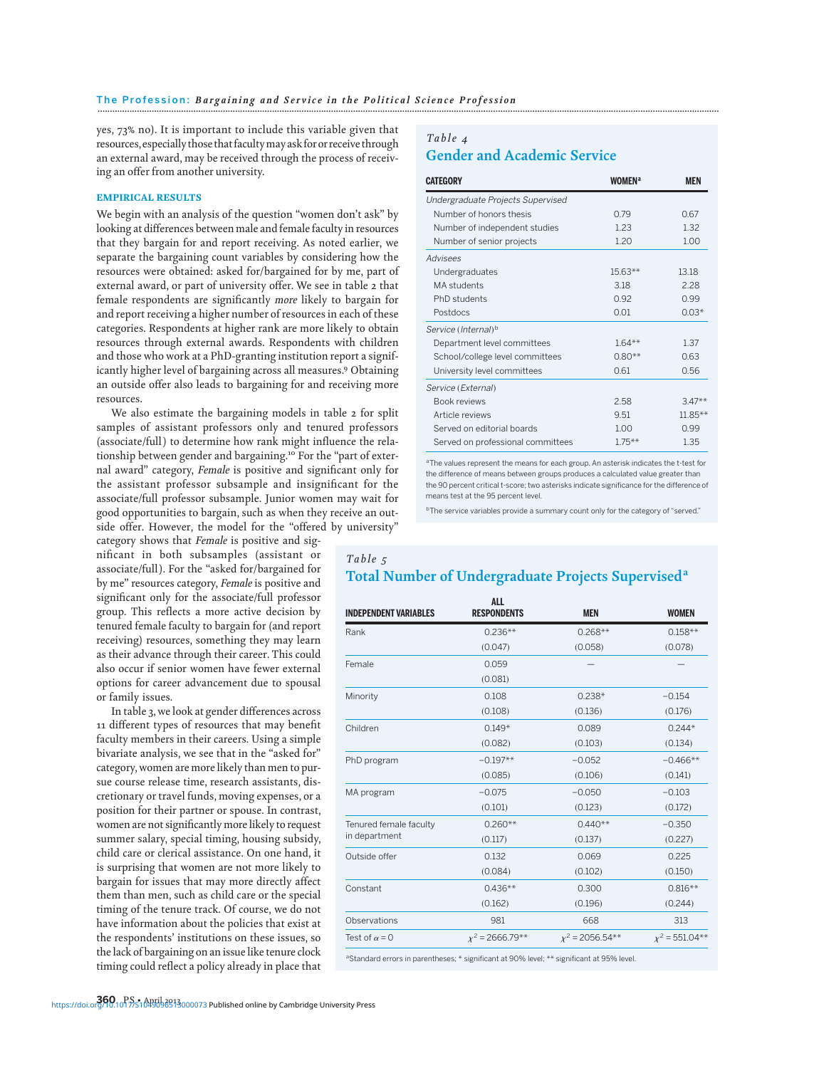yes, 73% no). It is important to include this variable given that resources, especially those that faculty may ask for or receive through an external award, may be received through the process of receiving an offer from another university.

## EMPIRICAL RESULTS

We begin with an analysis of the question "women don't ask" by looking at differences between male and female faculty in resources that they bargain for and report receiving. As noted earlier, we separate the bargaining count variables by considering how the resources were obtained: asked for/bargained for by me, part of external award, or part of university offer. We see in table 2 that female respondents are significantly *more* likely to bargain for and report receiving a higher number of resources in each of these categories. Respondents at higher rank are more likely to obtain resources through external awards. Respondents with children and those who work at a PhD-granting institution report a significantly higher level of bargaining across all measures.[9] Obtaining an outside offer also leads to bargaining for and receiving more resources.

We also estimate the bargaining models in table 2 for split samples of assistant professors only and tenured professors (associate/full) to determine how rank might influence the relationship between gender and bargaining.[10] For the "part of external award" category, *Female* is positive and significant only for the assistant professor subsample and insignificant for the associate/full professor subsample. Junior women may wait for good opportunities to bargain, such as when they receive an outside offer. However, the model for the "offered by university" category shows that *Female* is positive and significant in both subsamples (assistant or associate/full). For the "asked for/bargained for by me" resources category, *Female* is positive and significant only for the associate/full professor group. This reflects a more active decision by tenured female faculty to bargain for (and report receiving) resources, something they may learn as their advance through their career. This could also occur if senior women have fewer external options for career advancement due to spousal or family issues.

In table 3, we look at gender differences across 11 different types of resources that may benefit faculty members in their careers. Using a simple bivariate analysis, we see that in the "asked for" category, women are more likely than men to pursue course release time, research assistants, discretionary or travel funds, moving expenses, or a position for their partner or spouse. In contrast, women are not significantly more likely to request summer salary, special timing, housing subsidy, child care or clerical assistance. On one hand, it is surprising that women are not more likely to bargain for issues that may more directly affect them than men, such as child care or the special timing of the tenure track. Of course, we do not have information about the policies that exist at the respondents' institutions on these issues, so the lack of bargaining on an issue like tenure clock timing could reflect a policy already in place that

### *Table 4*
### Gender and Academic Service

| CATEGORY | WOMEN[a] | MEN |
|---|---|---|
| *Undergraduate Projects Supervised* | | |
| Number of honors thesis | 0.79 | 0.67 |
| Number of independent studies | 1.23 | 1.32 |
| Number of senior projects | 1.20 | 1.00 |
| *Advisees* | | |
| Undergraduates | 15.63** | 13.18 |
| MA students | 3.18 | 2.28 |
| PhD students | 0.92 | 0.99 |
| Postdocs | 0.01 | 0.03* |
| *Service (Internal)*[b] | | |
| Department level committees | 1.64** | 1.37 |
| School/college level committees | 0.80** | 0.63 |
| University level committees | 0.61 | 0.56 |
| *Service (External)* | | |
| Book reviews | 2.58 | 3.47** |
| Article reviews | 9.51 | 11.85** |
| Served on editorial boards | 1.00 | 0.99 |
| Served on professional committees | 1.75** | 1.35 |

[a]The values represent the means for each group. An asterisk indicates the t-test for the difference of means between groups produces a calculated value greater than the 90 percent critical t-score; two asterisks indicate significance for the difference of means test at the 95 percent level.

[b]The service variables provide a summary count only for the category of "served."

### *Table 5*
### Total Number of Undergraduate Projects Supervised[a]

| INDEPENDENT VARIABLES | ALL RESPONDENTS | MEN | WOMEN |
|---|---|---|---|
| Rank | 0.236** | 0.268** | 0.158** |
| | (0.047) | (0.058) | (0.078) |
| Female | 0.059 | — | — |
| | (0.081) | | |
| Minority | 0.108 | 0.238* | −0.154 |
| | (0.108) | (0.136) | (0.176) |
| Children | 0.149* | 0.089 | 0.244* |
| | (0.082) | (0.103) | (0.134) |
| PhD program | −0.197** | −0.052 | −0.466** |
| | (0.085) | (0.106) | (0.141) |
| MA program | −0.075 | −0.050 | −0.103 |
| | (0.101) | (0.123) | (0.172) |
| Tenured female faculty in department | 0.260** | 0.440** | −0.350 |
| | (0.117) | (0.137) | (0.227) |
| Outside offer | 0.132 | 0.069 | 0.225 |
| | (0.084) | (0.102) | (0.150) |
| Constant | 0.436** | 0.300 | 0.816** |
| | (0.162) | (0.196) | (0.244) |
| Observations | 981 | 668 | 313 |
| Test of $\alpha = 0$ | $\chi^2 = 2666.79$** | $\chi^2 = 2056.54$** | $\chi^2 = 551.04$** |

[a]Standard errors in parentheses; * significant at 90% level; ** significant at 95% level.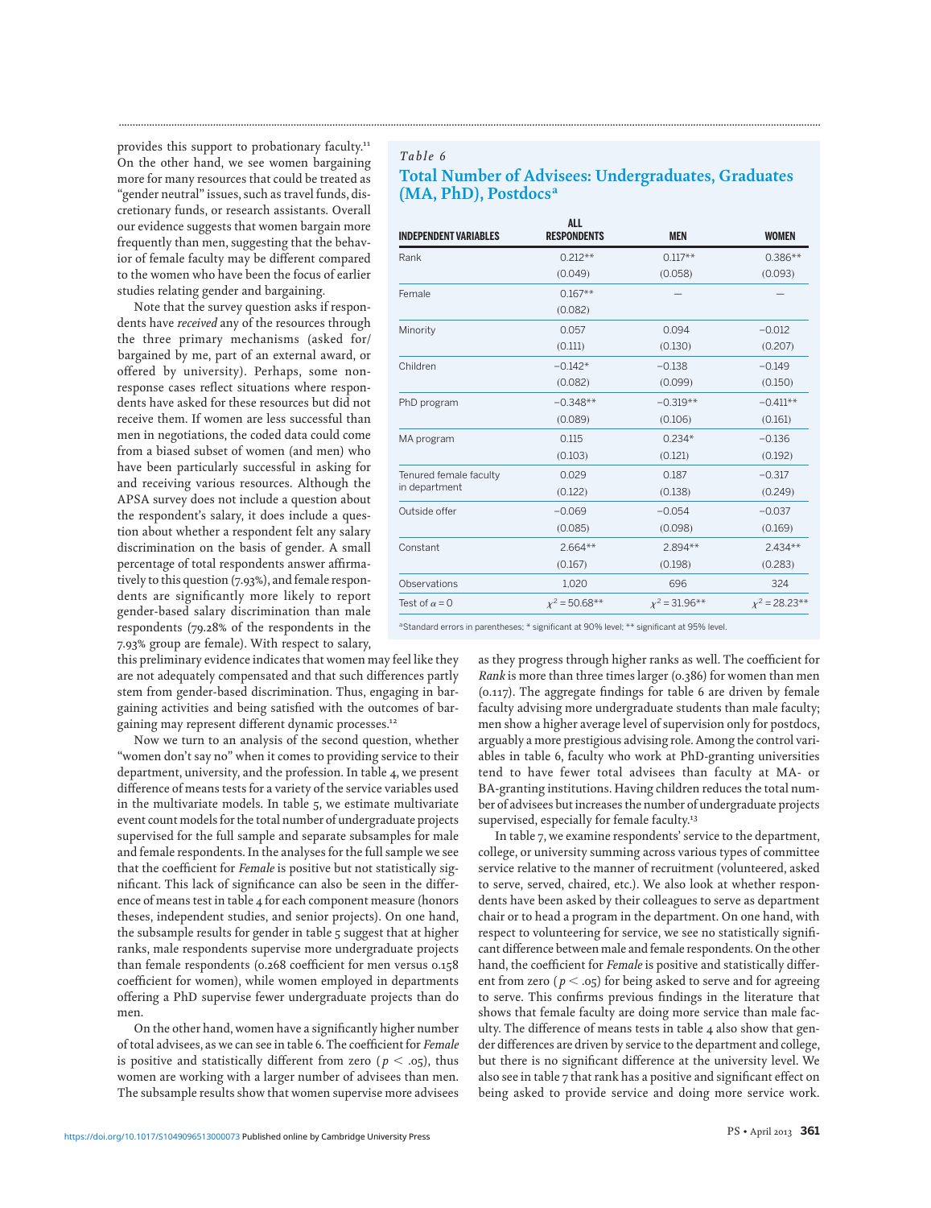provides this support to probationary faculty.[11] On the other hand, we see women bargaining more for many resources that could be treated as "gender neutral" issues, such as travel funds, discretionary funds, or research assistants. Overall our evidence suggests that women bargain more frequently than men, suggesting that the behavior of female faculty may be different compared to the women who have been the focus of earlier studies relating gender and bargaining.

Note that the survey question asks if respondents have *received* any of the resources through the three primary mechanisms (asked for/bargained by me, part of an external award, or offered by university). Perhaps, some nonresponse cases reflect situations where respondents have asked for these resources but did not receive them. If women are less successful than men in negotiations, the coded data could come from a biased subset of women (and men) who have been particularly successful in asking for and receiving various resources. Although the APSA survey does not include a question about the respondent's salary, it does include a question about whether a respondent felt any salary discrimination on the basis of gender. A small percentage of total respondents answer affirmatively to this question (7.93%), and female respondents are significantly more likely to report gender-based salary discrimination than male respondents (79.28% of the respondents in the 7.93% group are female). With respect to salary, this preliminary evidence indicates that women may feel like they are not adequately compensated and that such differences partly stem from gender-based discrimination. Thus, engaging in bargaining activities and being satisfied with the outcomes of bargaining may represent different dynamic processes.[12]

Now we turn to an analysis of the second question, whether "women don't say no" when it comes to providing service to their department, university, and the profession. In table 4, we present difference of means tests for a variety of the service variables used in the multivariate models. In table 5, we estimate multivariate event count models for the total number of undergraduate projects supervised for the full sample and separate subsamples for male and female respondents. In the analyses for the full sample we see that the coefficient for *Female* is positive but not statistically significant. This lack of significance can also be seen in the difference of means test in table 4 for each component measure (honors theses, independent studies, and senior projects). On one hand, the subsample results for gender in table 5 suggest that at higher ranks, male respondents supervise more undergraduate projects than female respondents (0.268 coefficient for men versus 0.158 coefficient for women), while women employed in departments offering a PhD supervise fewer undergraduate projects than do men.

On the other hand, women have a significantly higher number of total advisees, as we can see in table 6. The coefficient for *Female* is positive and statistically different from zero ($p < .05$), thus women are working with a larger number of advisees than men. The subsample results show that women supervise more advisees as they progress through higher ranks as well. The coefficient for *Rank* is more than three times larger (0.386) for women than men (0.117). The aggregate findings for table 6 are driven by female faculty advising more undergraduate students than male faculty; men show a higher average level of supervision only for postdocs, arguably a more prestigious advising role. Among the control variables in table 6, faculty who work at PhD-granting universities tend to have fewer total advisees than faculty at MA- or BA-granting institutions. Having children reduces the total number of advisees but increases the number of undergraduate projects supervised, especially for female faculty.[13]

*Table 6*

## Total Number of Advisees: Undergraduates, Graduates (MA, PhD), Postdocs[a]

| INDEPENDENT VARIABLES | ALL RESPONDENTS | MEN | WOMEN |
|---|---|---|---|
| Rank | 0.212** | 0.117** | 0.386** |
| | (0.049) | (0.058) | (0.093) |
| Female | 0.167** | — | — |
| | (0.082) | | |
| Minority | 0.057 | 0.094 | −0.012 |
| | (0.111) | (0.130) | (0.207) |
| Children | −0.142* | −0.138 | −0.149 |
| | (0.082) | (0.099) | (0.150) |
| PhD program | −0.348** | −0.319** | −0.411** |
| | (0.089) | (0.106) | (0.161) |
| MA program | 0.115 | 0.234* | −0.136 |
| | (0.103) | (0.121) | (0.192) |
| Tenured female faculty in department | 0.029 | 0.187 | −0.317 |
| | (0.122) | (0.138) | (0.249) |
| Outside offer | −0.069 | −0.054 | −0.037 |
| | (0.085) | (0.098) | (0.169) |
| Constant | 2.664** | 2.894** | 2.434** |
| | (0.167) | (0.198) | (0.283) |
| Observations | 1,020 | 696 | 324 |
| Test of $\alpha = 0$ | $\chi^2 = 50.68$** | $\chi^2 = 31.96$** | $\chi^2 = 28.23$** |

[a]Standard errors in parentheses; * significant at 90% level; ** significant at 95% level.

In table 7, we examine respondents' service to the department, college, or university summing across various types of committee service relative to the manner of recruitment (volunteered, asked to serve, served, chaired, etc.). We also look at whether respondents have been asked by their colleagues to serve as department chair or to head a program in the department. On one hand, with respect to volunteering for service, we see no statistically significant difference between male and female respondents. On the other hand, the coefficient for *Female* is positive and statistically different from zero ($p < .05$) for being asked to serve and for agreeing to serve. This confirms previous findings in the literature that shows that female faculty are doing more service than male faculty. The difference of means tests in table 4 also show that gender differences are driven by service to the department and college, but there is no significant difference at the university level. We also see in table 7 that rank has a positive and significant effect on being asked to provide service and doing more service work.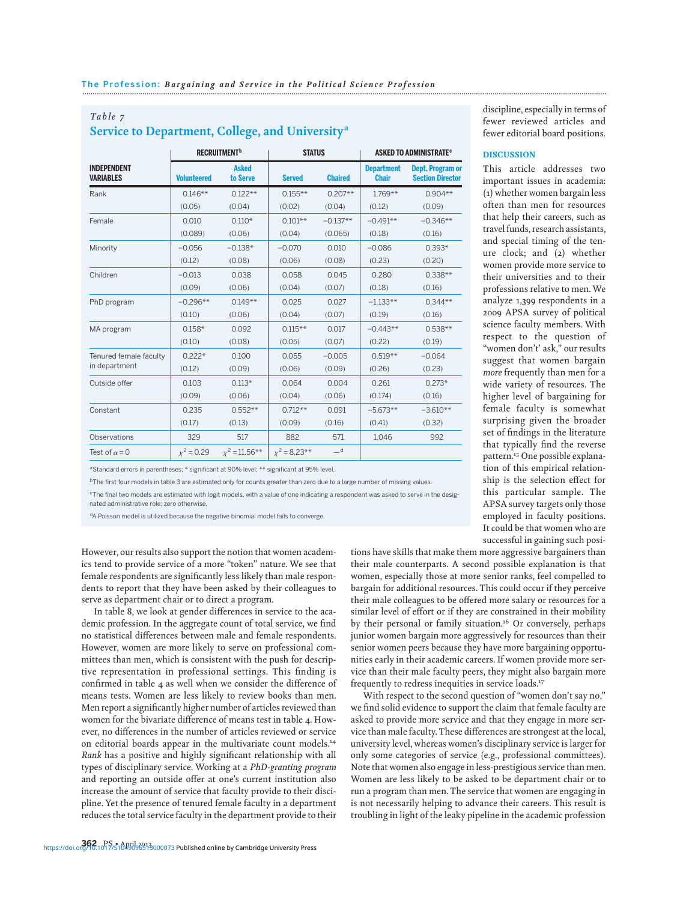*Table 7*

## Service to Department, College, and University[a]

| | RECRUITMENT[b] | | STATUS | | ASKED TO ADMINISTRATE[c] | |
|---|---|---|---|---|---|---|
| INDEPENDENT VARIABLES | Volunteered | Asked to Serve | Served | Chaired | Department Chair | Dept. Program or Section Director |
| Rank | 0.146** | 0.122** | 0.155** | 0.207** | 1.769** | 0.904** |
| | (0.05) | (0.04) | (0.02) | (0.04) | (0.12) | (0.09) |
| Female | 0.010 | 0.110* | 0.101** | −0.137** | −0.491** | −0.346** |
| | (0.089) | (0.06) | (0.04) | (0.065) | (0.18) | (0.16) |
| Minority | −0.056 | −0.138* | −0.070 | 0.010 | −0.086 | 0.393* |
| | (0.12) | (0.08) | (0.06) | (0.08) | (0.23) | (0.20) |
| Children | −0.013 | 0.038 | 0.058 | 0.045 | 0.280 | 0.338** |
| | (0.09) | (0.06) | (0.04) | (0.07) | (0.18) | (0.16) |
| PhD program | −0.296** | 0.149** | 0.025 | 0.027 | −1.133** | 0.344** |
| | (0.10) | (0.06) | (0.04) | (0.07) | (0.19) | (0.16) |
| MA program | 0.158* | 0.092 | 0.115** | 0.017 | −0.443** | 0.538** |
| | (0.10) | (0.08) | (0.05) | (0.07) | (0.22) | (0.19) |
| Tenured female faculty in department | 0.222* | 0.100 | 0.055 | −0.005 | 0.519** | −0.064 |
| | (0.12) | (0.09) | (0.06) | (0.09) | (0.26) | (0.23) |
| Outside offer | 0.103 | 0.113* | 0.064 | 0.004 | 0.261 | 0.273* |
| | (0.09) | (0.06) | (0.04) | (0.06) | (0.174) | (0.16) |
| Constant | 0.235 | 0.552** | 0.712** | 0.091 | −5.673** | −3.610** |
| | (0.17) | (0.13) | (0.09) | (0.16) | (0.41) | (0.32) |
| Observations | 329 | 517 | 882 | 571 | 1,046 | 992 |
| Test of $\alpha = 0$ | $\chi^2 = 0.29$ | $\chi^2 = 11.56$** | $\chi^2 = 8.23$** | —[d] | | |

[a]Standard errors in parentheses; * significant at 90% level; ** significant at 95% level.

[b]The first four models in table 3 are estimated only for counts greater than zero due to a large number of missing values.

[c]The final two models are estimated with logit models, with a value of one indicating a respondent was asked to serve in the designated administrative role; zero otherwise.

[d]A Poisson model is utilized because the negative binomial model fails to converge.

However, our results also support the notion that women academics tend to provide service of a more "token" nature. We see that female respondents are significantly less likely than male respondents to report that they have been asked by their colleagues to serve as department chair or to direct a program.

In table 8, we look at gender differences in service to the academic profession. In the aggregate count of total service, we find no statistical differences between male and female respondents. However, women are more likely to serve on professional committees than men, which is consistent with the push for descriptive representation in professional settings. This finding is confirmed in table 4 as well when we consider the difference of means tests. Women are less likely to review books than men. Men report a significantly higher number of articles reviewed than women for the bivariate difference of means test in table 4. However, no differences in the number of articles reviewed or service on editorial boards appear in the multivariate count models.[14] *Rank* has a positive and highly significant relationship with all types of disciplinary service. Working at a *PhD-granting program* and reporting an outside offer at one's current institution also increase the amount of service that faculty provide to their discipline. Yet the presence of tenured female faculty in a department reduces the total service faculty in the department provide to their discipline, especially in terms of fewer reviewed articles and fewer editorial board positions.

### DISCUSSION

This article addresses two important issues in academia: (1) whether women bargain less often than men for resources that help their careers, such as travel funds, research assistants, and special timing of the tenure clock; and (2) whether women provide more service to their universities and to their professions relative to men. We analyze 1,399 respondents in a 2009 APSA survey of political science faculty members. With respect to the question of "women don't' ask," our results suggest that women bargain *more* frequently than men for a wide variety of resources. The higher level of bargaining for female faculty is somewhat surprising given the broader set of findings in the literature that typically find the reverse pattern.[15] One possible explanation of this empirical relationship is the selection effect for this particular sample. The APSA survey targets only those employed in faculty positions. It could be that women who are successful in gaining such positions have skills that make them more aggressive bargainers than their male counterparts. A second possible explanation is that women, especially those at more senior ranks, feel compelled to bargain for additional resources. This could occur if they perceive their male colleagues to be offered more salary or resources for a similar level of effort or if they are constrained in their mobility by their personal or family situation.[16] Or conversely, perhaps junior women bargain more aggressively for resources than their senior women peers because they have more bargaining opportunities early in their academic careers. If women provide more service than their male faculty peers, they might also bargain more frequently to redress inequities in service loads.[17]

With respect to the second question of "women don't say no," we find solid evidence to support the claim that female faculty are asked to provide more service and that they engage in more service than male faculty. These differences are strongest at the local, university level, whereas women's disciplinary service is larger for only some categories of service (e.g., professional committees). Note that women also engage in less-prestigious service than men. Women are less likely to be asked to be department chair or to run a program than men. The service that women are engaging in is not necessarily helping to advance their careers. This result is troubling in light of the leaky pipeline in the academic profession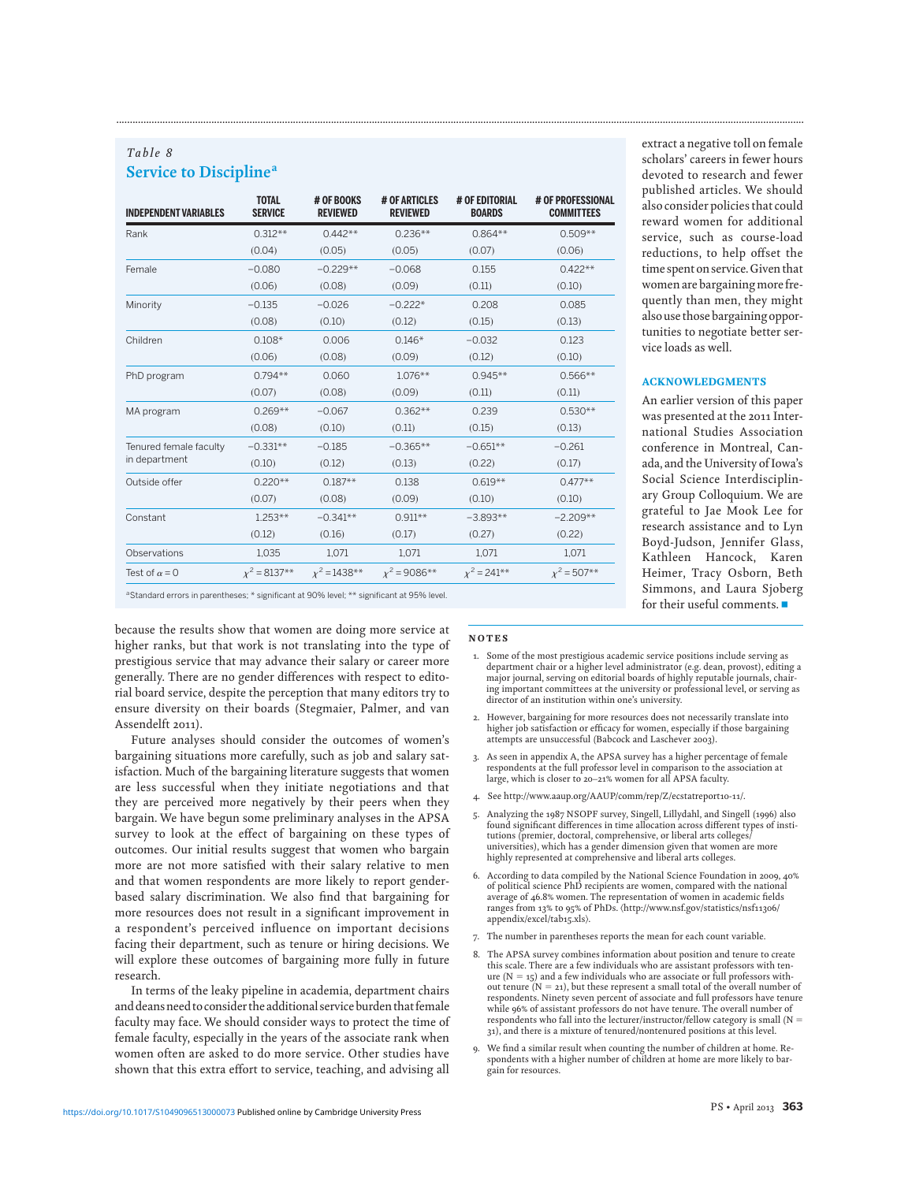*Table 8*

## Service to Discipline[a]

| INDEPENDENT VARIABLES | TOTAL SERVICE | # OF BOOKS REVIEWED | # OF ARTICLES REVIEWED | # OF EDITORIAL BOARDS | # OF PROFESSIONAL COMMITTEES |
|---|---|---|---|---|---|
| Rank | 0.312** | 0.442** | 0.236** | 0.864** | 0.509** |
| | (0.04) | (0.05) | (0.05) | (0.07) | (0.06) |
| Female | −0.080 | −0.229** | −0.068 | 0.155 | 0.422** |
| | (0.06) | (0.08) | (0.09) | (0.11) | (0.10) |
| Minority | −0.135 | −0.026 | −0.222* | 0.208 | 0.085 |
| | (0.08) | (0.10) | (0.12) | (0.15) | (0.13) |
| Children | 0.108* | 0.006 | 0.146* | −0.032 | 0.123 |
| | (0.06) | (0.08) | (0.09) | (0.12) | (0.10) |
| PhD program | 0.794** | 0.060 | 1.076** | 0.945** | 0.566** |
| | (0.07) | (0.08) | (0.09) | (0.11) | (0.11) |
| MA program | 0.269** | −0.067 | 0.362** | 0.239 | 0.530** |
| | (0.08) | (0.10) | (0.11) | (0.15) | (0.13) |
| Tenured female faculty in department | −0.331** | −0.185 | −0.365** | −0.651** | −0.261 |
| | (0.10) | (0.12) | (0.13) | (0.22) | (0.17) |
| Outside offer | 0.220** | 0.187** | 0.138 | 0.619** | 0.477** |
| | (0.07) | (0.08) | (0.09) | (0.10) | (0.10) |
| Constant | 1.253** | −0.341** | 0.911** | −3.893** | −2.209** |
| | (0.12) | (0.16) | (0.17) | (0.27) | (0.22) |
| Observations | 1,035 | 1,071 | 1,071 | 1,071 | 1,071 |
| Test of $\alpha = 0$ | $\chi^2 = 8137$** | $\chi^2 = 1438$** | $\chi^2 = 9086$** | $\chi^2 = 241$** | $\chi^2 = 507$** |

[a]Standard errors in parentheses; * significant at 90% level; ** significant at 95% level.

because the results show that women are doing more service at higher ranks, but that work is not translating into the type of prestigious service that may advance their salary or career more generally. There are no gender differences with respect to editorial board service, despite the perception that many editors try to ensure diversity on their boards (Stegmaier, Palmer, and van Assendelft 2011).

Future analyses should consider the outcomes of women's bargaining situations more carefully, such as job and salary satisfaction. Much of the bargaining literature suggests that women are less successful when they initiate negotiations and that they are perceived more negatively by their peers when they bargain. We have begun some preliminary analyses in the APSA survey to look at the effect of bargaining on these types of outcomes. Our initial results suggest that women who bargain more are not more satisfied with their salary relative to men and that women respondents are more likely to report gender-based salary discrimination. We also find that bargaining for more resources does not result in a significant improvement in a respondent's perceived influence on important decisions facing their department, such as tenure or hiring decisions. We will explore these outcomes of bargaining more fully in future research.

In terms of the leaky pipeline in academia, department chairs and deans need to consider the additional service burden that female faculty may face. We should consider ways to protect the time of female faculty, especially in the years of the associate rank when women often are asked to do more service. Other studies have shown that this extra effort to service, teaching, and advising all extract a negative toll on female scholars' careers in fewer hours devoted to research and fewer published articles. We should also consider policies that could reward women for additional service, such as course-load reductions, to help offset the time spent on service. Given that women are bargaining more frequently than men, they might also use those bargaining opportunities to negotiate better service loads as well.

## ACKNOWLEDGMENTS

An earlier version of this paper was presented at the 2011 International Studies Association conference in Montreal, Canada, and the University of Iowa's Social Science Interdisciplinary Group Colloquium. We are grateful to Jae Mook Lee for research assistance and to Lyn Boyd-Judson, Jennifer Glass, Kathleen Hancock, Karen Heimer, Tracy Osborn, Beth Simmons, and Laura Sjoberg for their useful comments. ■

## NOTES

1. Some of the most prestigious academic service positions include serving as department chair or a higher level administrator (e.g. dean, provost), editing a major journal, serving on editorial boards of highly reputable journals, chairing important committees at the university or professional level, or serving as director of an institution within one's university.
2. However, bargaining for more resources does not necessarily translate into higher job satisfaction or efficacy for women, especially if those bargaining attempts are unsuccessful (Babcock and Laschever 2003).
3. As seen in appendix A, the APSA survey has a higher percentage of female respondents at the full professor level in comparison to the association at large, which is closer to 20–21% women for all APSA faculty.
4. See http://www.aaup.org/AAUP/comm/rep/Z/ecstatreport10-11/.
5. Analyzing the 1987 NSOPF survey, Singell, Lillydahl, and Singell (1996) also found significant differences in time allocation across different types of institutions (premier, doctoral, comprehensive, or liberal arts colleges/universities), which has a gender dimension given that women are more highly represented at comprehensive and liberal arts colleges.
6. According to data compiled by the National Science Foundation in 2009, 40% of political science PhD recipients are women, compared with the national average of 46.8% women. The representation of women in academic fields ranges from 13% to 95% of PhDs. (http://www.nsf.gov/statistics/nsf11306/appendix/excel/tab15.xls).
7. The number in parentheses reports the mean for each count variable.
8. The APSA survey combines information about position and tenure to create this scale. There are a few individuals who are assistant professors with tenure (N = 15) and a few individuals who are associate or full professors without tenure (N = 21), but these represent a small total of the overall number of respondents. Ninety seven percent of associate and full professors have tenure while 96% of assistant professors do not have tenure. The overall number of respondents who fall into the lecturer/instructor/fellow category is small (N = 31), and there is a mixture of tenured/nontenured positions at this level.
9. We find a similar result when counting the number of children at home. Respondents with a higher number of children at home are more likely to bargain for resources.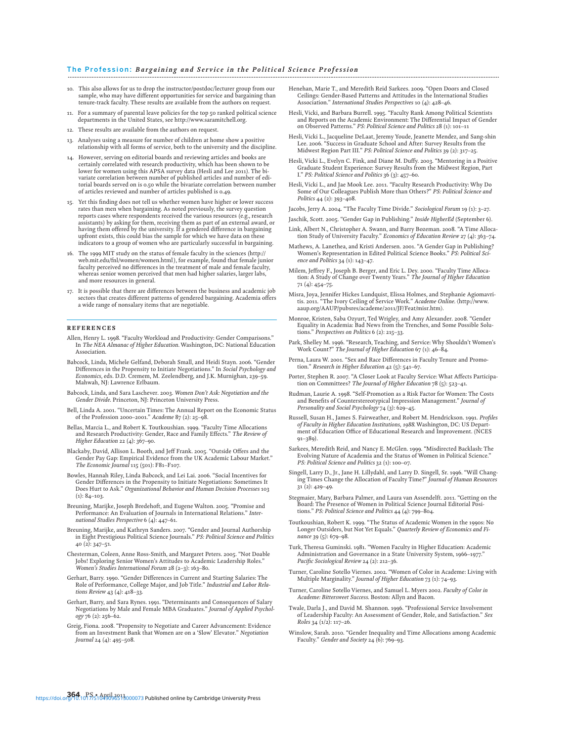10. This also allows for us to drop the instructor/postdoc/lecturer group from our sample, who may have different opportunities for service and bargaining than tenure-track faculty. These results are available from the authors on request.
11. For a summary of parental leave policies for the top 50 ranked political science departments in the United States, see http://www.saramitchell.org.
12. These results are available from the authors on request.
13. Analyses using a measure for number of children at home show a positive relationship with all forms of service, both to the university and the discipline.
14. However, serving on editorial boards and reviewing articles and books are certainly correlated with research productivity, which has been shown to be lower for women using this APSA survey data (Hesli and Lee 2011). The bivariate correlation between number of published articles and number of editorial boards served on is 0.50 while the bivariate correlation between number of articles reviewed and number of articles published is 0.49.
15. Yet this finding does not tell us whether women have higher or lower success rates than men when bargaining. As noted previously, the survey question reports cases where respondents received the various resources (e.g., research assistants) by asking for them, receiving them as part of an external award, or having them offered by the university. If a gendered difference in bargaining upfront exists, this could bias the sample for which we have data on these indicators to a group of women who are particularly successful in bargaining.
16. The 1999 MIT study on the status of female faculty in the sciences (http://web.mit.edu/fnl/women/women.html), for example, found that female junior faculty perceived no differences in the treatment of male and female faculty, whereas senior women perceived that men had higher salaries, larger labs, and more resources in general.
17. It is possible that there are differences between the business and academic job sectors that creates different patterns of gendered bargaining. Academia offers a wide range of nonsalary items that are negotiable.

## REFERENCES

Allen, Henry L. 1998. "Faculty Workload and Productivity: Gender Comparisons." In *The NEA Almanac of Higher Education*. Washington, DC: National Education Association.

Babcock, Linda, Michele Gelfand, Deborah Small, and Heidi Stayn. 2006. "Gender Differences in the Propensity to Initiate Negotiations." In *Social Psychology and Economics*, eds. D.D. Cremem, M. Zeelendberg, and J.K. Murnighan, 239–59. Mahwah, NJ: Lawrence Erlbaum.

Babcock, Linda, and Sara Laschever. 2003. *Women Don't Ask: Negotiation and the Gender Divide*. Princeton, NJ: Princeton University Press.

Bell, Linda A. 2001. "Uncertain Times: The Annual Report on the Economic Status of the Profession 2000–2001." *Academe* 87 (2): 25–98.

Bellas, Marcia L., and Robert K. Toutkoushian. 1999. "Faculty Time Allocations and Research Productivity: Gender, Race and Family Effects." *The Review of Higher Education* 22 (4): 367–90.

Blackaby, David, Allison L. Booth, and Jeff Frank. 2005. "Outside Offers and the Gender Pay Gap: Empirical Evidence from the UK Academic Labour Market." *The Economic Journal* 115 (501): F81–F107.

Bowles, Hannah Riley, Linda Babcock, and Lei Lai. 2006. "Social Incentives for Gender Differences in the Propensity to Initiate Negotiations: Sometimes It Does Hurt to Ask." *Organizational Behavior and Human Decision Processes* 103 (1): 84–103.

Breuning, Marijke, Joseph Bredehoft, and Eugene Walton. 2005. "Promise and Performance: An Evaluation of Journals in International Relations." *International Studies Perspective* 6 (4): 447–61.

Breuning, Marijke, and Kathryn Sanders. 2007. "Gender and Journal Authorship in Eight Prestigious Political Science Journals." *PS: Political Science and Politics* 40 (2): 347–51.

Chesterman, Coleen, Anne Ross-Smith, and Margaret Peters. 2005. "Not Doable Jobs! Exploring Senior Women's Attitudes to Academic Leadership Roles." *Women's Studies International Forum* 28 (2–3): 163–80.

Gerhart, Barry. 1990. "Gender Differences in Current and Starting Salaries: The Role of Performance, College Major, and Job Title." *Industrial and Labor Relations Review* 43 (4): 418–33.

Gerhart, Barry, and Sara Rynes. 1991. "Determinants and Consequences of Salary Negotiations by Male and Female MBA Graduates." *Journal of Applied Psychology* 76 (2): 256–62.

Greig, Fiona. 2008. "Propensity to Negotiate and Career Advancement: Evidence from an Investment Bank that Women are on a 'Slow' Elevator." *Negotiation Journal* 24 (4): 495–508.

Henehan, Marie T., and Meredith Reid Sarkees. 2009. "Open Doors and Closed Ceilings: Gender-Based Patterns and Attitudes in the International Studies Association." *International Studies Perspectives* 10 (4): 428–46.

Hesli, Vicki, and Barbara Burrell. 1995. "Faculty Rank Among Political Scientists and Reports on the Academic Environment: The Differential Impact of Gender on Observed Patterns." *PS: Political Science and Politics* 28 (1): 101–11

Hesli, Vicki L., Jacqueline DeLaat, Jeremy Youde, Jeanette Mendez, and Sang-shin Lee. 2006. "Success in Graduate School and After: Survey Results from the Midwest Region Part III." *PS: Political Science and Politics* 39 (2): 317–25.

Hesli, Vicki L., Evelyn C. Fink, and Diane M. Duffy. 2003. "Mentoring in a Positive Graduate Student Experience: Survey Results from the Midwest Region, Part I." *PS: Political Science and Politics* 36 (3): 457–60.

Hesli, Vicki L., and Jae Mook Lee. 2011. "Faculty Research Productivity: Why Do Some of Our Colleagues Publish More than Others?" *PS: Political Science and Politics* 44 (2): 393–408.

Jacobs, Jerry A. 2004. "The Faculty Time Divide." *Sociological Forum* 19 (1): 3–27.

Jaschik, Scott. 2005. "Gender Gap in Publishing." *Inside HigherEd* (September 6).

Link, Albert N., Christopher A. Swann, and Barry Bozeman. 2008. "A Time Allocation Study of University Faculty." *Economics of Education Review* 27 (4): 363–74.

Mathews, A. Lanethea, and Kristi Andersen. 2001. "A Gender Gap in Publishing? Women's Representation in Edited Political Science Books." *PS: Political Science and Politics* 34 (1): 143–47.

Milem, Jeffrey F., Joseph B. Berger, and Eric L. Dey. 2000. "Faculty Time Allocation: A Study of Change over Twenty Years." *The Journal of Higher Education* 71 (4): 454–75.

Misra, Joya, Jennifer Hickes Lundquist, Elissa Holmes, and Stephanie Agiomavritis. 2011. "The Ivory Ceiling of Service Work." *Academe Online*. ⟨http://www.aaup.org/AAUP/pubsres/academe/2011/JF/Feat/misr.htm⟩.

Monroe, Kristen, Saba Ozyurt, Ted Wrigley, and Amy Alexander. 2008. "Gender Equality in Academia: Bad News from the Trenches, and Some Possible Solutions." *Perspectives on Politics* 6 (2): 215–33.

Park, Shelley M. 1996. "Research, Teaching, and Service: Why Shouldn't Women's Work Count?" *The Journal of Higher Education* 67 (1): 46–84.

Perna, Laura W. 2001. "Sex and Race Differences in Faculty Tenure and Promotion." *Research in Higher Education* 42 (5): 541–67.

Porter, Stephen R. 2007. "A Closer Look at Faculty Service: What Affects Participation on Committees? *The Journal of Higher Education* 78 (5): 523–41.

Rudman, Laurie A. 1998. "Self-Promotion as a Risk Factor for Women: The Costs and Benefits of Counterstereotypical Impression Management." *Journal of Personality and Social Psychology* 74 (3): 629–45.

Russell, Susan H., James S. Fairweather, and Robert M. Hendrickson. 1991. *Profiles of Faculty in Higher Education Institutions, 1988*. Washington, DC: US Department of Education Office of Educational Research and Improvement. (NCES 91–389).

Sarkees, Meredith Reid, and Nancy E. McGlen. 1999. "Misdirected Backlash: The Evolving Nature of Academia and the Status of Women in Political Science." *PS: Political Science and Politics* 32 (1): 100–07.

Singell, Larry D., Jr., Jane H. Lillydahl, and Larry D. Singell, Sr. 1996. "Will Changing Times Change the Allocation of Faculty Time?" *Journal of Human Resources* 31 (2): 429–49.

Stegmaier, Mary, Barbara Palmer, and Laura van Assendelft. 2011. "Getting on the Board: The Presence of Women in Political Science Journal Editorial Positions." *PS: Political Science and Politics* 44 (4): 799–804.

Toutkoushian, Robert K. 1999. "The Status of Academic Women in the 1990s: No Longer Outsiders, but Not Yet Equals." *Quarterly Review of Economics and Finance* 39 (5): 679–98.

Turk, Theresa Guminski. 1981. "Women Faculty in Higher Education: Academic Administration and Governance in a State University System, 1966–1977." *Pacific Sociological Review* 24 (2): 212–36.

Turner, Caroline Sotello Viernes. 2002. "Women of Color in Academe: Living with Multiple Marginality." *Journal of Higher Education* 73 (1): 74–93.

Turner, Caroline Sotello Viernes, and Samuel L. Myers 2002. *Faculty of Color in Academe: Bittersweet Success*. Boston: Allyn and Bacon.

Twale, Darla J., and David M. Shannon. 1996. "Professional Service Involvement of Leadership Faculty: An Assessment of Gender, Role, and Satisfaction." *Sex Roles* 34 (1/2): 117–26.

Winslow, Sarah. 2010. "Gender Inequality and Time Allocations among Academic Faculty." *Gender and Society* 24 (6): 769–93.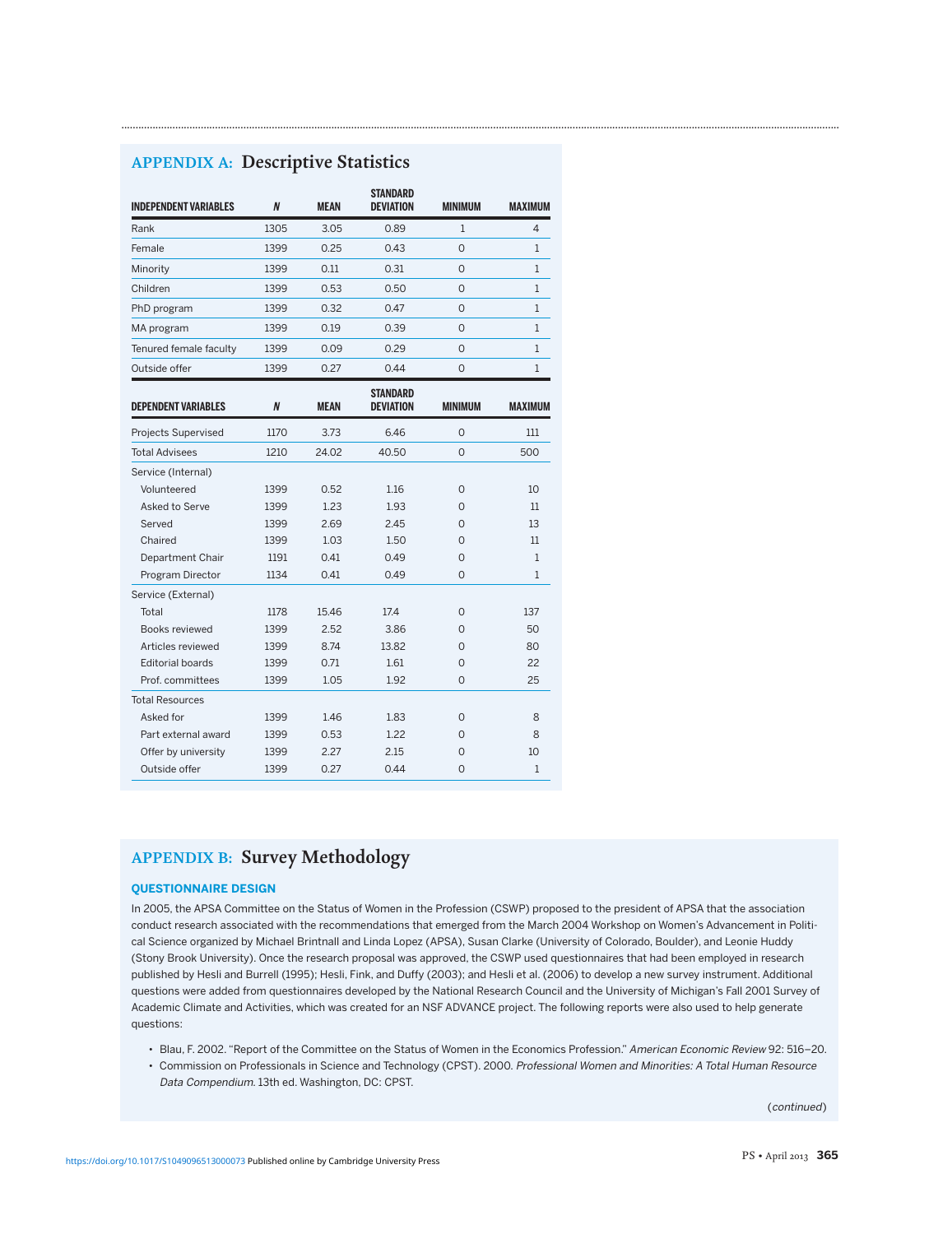## APPENDIX A: Descriptive Statistics

| INDEPENDENT VARIABLES | N | MEAN | STANDARD DEVIATION | MINIMUM | MAXIMUM |
|---|---|---|---|---|---|
| Rank | 1305 | 3.05 | 0.89 | 1 | 4 |
| Female | 1399 | 0.25 | 0.43 | 0 | 1 |
| Minority | 1399 | 0.11 | 0.31 | 0 | 1 |
| Children | 1399 | 0.53 | 0.50 | 0 | 1 |
| PhD program | 1399 | 0.32 | 0.47 | 0 | 1 |
| MA program | 1399 | 0.19 | 0.39 | 0 | 1 |
| Tenured female faculty | 1399 | 0.09 | 0.29 | 0 | 1 |
| Outside offer | 1399 | 0.27 | 0.44 | 0 | 1 |
| **DEPENDENT VARIABLES** | **N** | **MEAN** | **STANDARD DEVIATION** | **MINIMUM** | **MAXIMUM** |
| Projects Supervised | 1170 | 3.73 | 6.46 | 0 | 111 |
| Total Advisees | 1210 | 24.02 | 40.50 | 0 | 500 |
| Service (Internal) | | | | | |
| Volunteered | 1399 | 0.52 | 1.16 | 0 | 10 |
| Asked to Serve | 1399 | 1.23 | 1.93 | 0 | 11 |
| Served | 1399 | 2.69 | 2.45 | 0 | 13 |
| Chaired | 1399 | 1.03 | 1.50 | 0 | 11 |
| Department Chair | 1191 | 0.41 | 0.49 | 0 | 1 |
| Program Director | 1134 | 0.41 | 0.49 | 0 | 1 |
| Service (External) | | | | | |
| Total | 1178 | 15.46 | 17.4 | 0 | 137 |
| Books reviewed | 1399 | 2.52 | 3.86 | 0 | 50 |
| Articles reviewed | 1399 | 8.74 | 13.82 | 0 | 80 |
| Editorial boards | 1399 | 0.71 | 1.61 | 0 | 22 |
| Prof. committees | 1399 | 1.05 | 1.92 | 0 | 25 |
| Total Resources | | | | | |
| Asked for | 1399 | 1.46 | 1.83 | 0 | 8 |
| Part external award | 1399 | 0.53 | 1.22 | 0 | 8 |
| Offer by university | 1399 | 2.27 | 2.15 | 0 | 10 |
| Outside offer | 1399 | 0.27 | 0.44 | 0 | 1 |

## APPENDIX B: Survey Methodology

### QUESTIONNAIRE DESIGN

In 2005, the APSA Committee on the Status of Women in the Profession (CSWP) proposed to the president of APSA that the association conduct research associated with the recommendations that emerged from the March 2004 Workshop on Women's Advancement in Political Science organized by Michael Brintnall and Linda Lopez (APSA), Susan Clarke (University of Colorado, Boulder), and Leonie Huddy (Stony Brook University). Once the research proposal was approved, the CSWP used questionnaires that had been employed in research published by Hesli and Burrell (1995); Hesli, Fink, and Duffy (2003); and Hesli et al. (2006) to develop a new survey instrument. Additional questions were added from questionnaires developed by the National Research Council and the University of Michigan's Fall 2001 Survey of Academic Climate and Activities, which was created for an NSF ADVANCE project. The following reports were also used to help generate questions:

- Blau, F. 2002. "Report of the Committee on the Status of Women in the Economics Profession." *American Economic Review* 92: 516–20.
- Commission on Professionals in Science and Technology (CPST). 2000. *Professional Women and Minorities: A Total Human Resource Data Compendium.* 13th ed. Washington, DC: CPST.

(*continued*)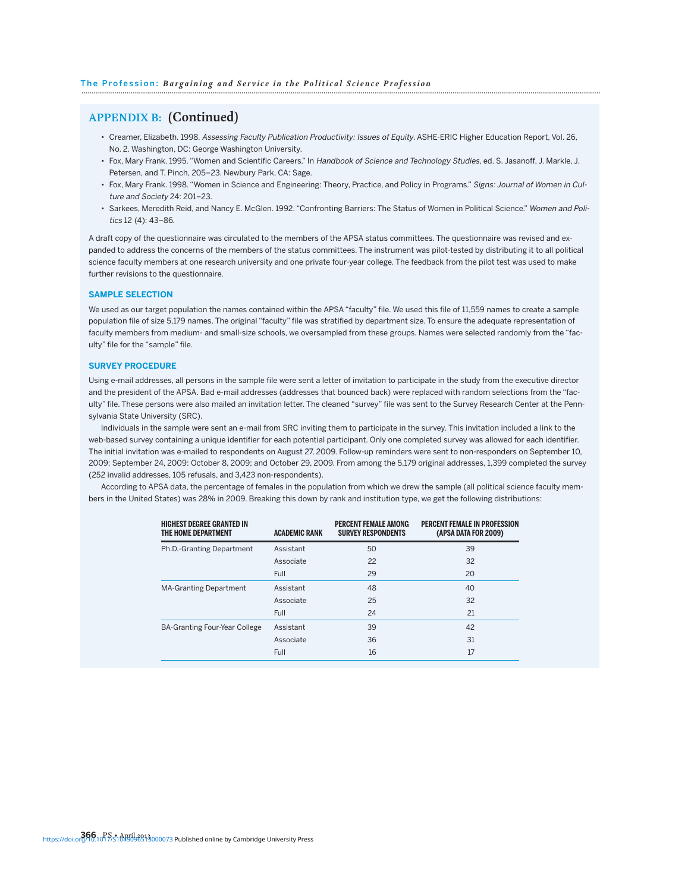## APPENDIX B: (Continued)

- Creamer, Elizabeth. 1998. *Assessing Faculty Publication Productivity: Issues of Equity*. ASHE-ERIC Higher Education Report, Vol. 26, No. 2. Washington, DC: George Washington University.
- Fox, Mary Frank. 1995. "Women and Scientific Careers." In *Handbook of Science and Technology Studies*, ed. S. Jasanoff, J. Markle, J. Petersen, and T. Pinch, 205–23. Newbury Park, CA: Sage.
- Fox, Mary Frank. 1998. "Women in Science and Engineering: Theory, Practice, and Policy in Programs." *Signs: Journal of Women in Culture and Society* 24: 201–23.
- Sarkees, Meredith Reid, and Nancy E. McGlen. 1992. "Confronting Barriers: The Status of Women in Political Science." *Women and Politics* 12 (4): 43–86.

A draft copy of the questionnaire was circulated to the members of the APSA status committees. The questionnaire was revised and expanded to address the concerns of the members of the status committees. The instrument was pilot-tested by distributing it to all political science faculty members at one research university and one private four-year college. The feedback from the pilot test was used to make further revisions to the questionnaire.

### SAMPLE SELECTION

We used as our target population the names contained within the APSA "faculty" file. We used this file of 11,559 names to create a sample population file of size 5,179 names. The original "faculty" file was stratified by department size. To ensure the adequate representation of faculty members from medium- and small-size schools, we oversampled from these groups. Names were selected randomly from the "faculty" file for the "sample" file.

### SURVEY PROCEDURE

Using e-mail addresses, all persons in the sample file were sent a letter of invitation to participate in the study from the executive director and the president of the APSA. Bad e-mail addresses (addresses that bounced back) were replaced with random selections from the "faculty" file. These persons were also mailed an invitation letter. The cleaned "survey" file was sent to the Survey Research Center at the Pennsylvania State University (SRC).

Individuals in the sample were sent an e-mail from SRC inviting them to participate in the survey. This invitation included a link to the web-based survey containing a unique identifier for each potential participant. Only one completed survey was allowed for each identifier. The initial invitation was e-mailed to respondents on August 27, 2009. Follow-up reminders were sent to non-responders on September 10, 2009; September 24, 2009: October 8, 2009; and October 29, 2009. From among the 5,179 original addresses, 1,399 completed the survey (252 invalid addresses, 105 refusals, and 3,423 non-respondents).

According to APSA data, the percentage of females in the population from which we drew the sample (all political science faculty members in the United States) was 28% in 2009. Breaking this down by rank and institution type, we get the following distributions:

| HIGHEST DEGREE GRANTED IN THE HOME DEPARTMENT | ACADEMIC RANK | PERCENT FEMALE AMONG SURVEY RESPONDENTS | PERCENT FEMALE IN PROFESSION (APSA DATA FOR 2009) |
|---|---|---|---|
| Ph.D.-Granting Department | Assistant | 50 | 39 |
| | Associate | 22 | 32 |
| | Full | 29 | 20 |
| MA-Granting Department | Assistant | 48 | 40 |
| | Associate | 25 | 32 |
| | Full | 24 | 21 |
| BA-Granting Four-Year College | Assistant | 39 | 42 |
| | Associate | 36 | 31 |
| | Full | 16 | 17 |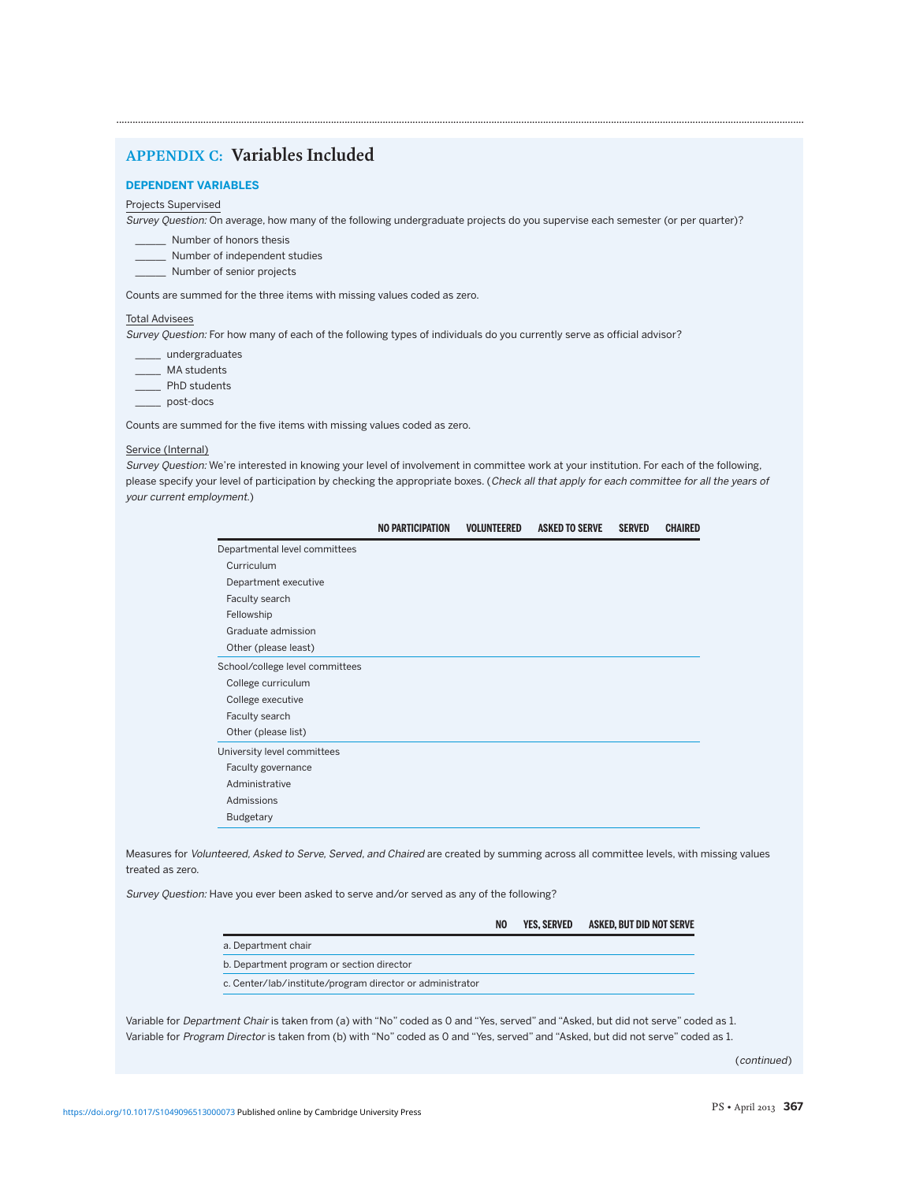## APPENDIX C: Variables Included

### DEPENDENT VARIABLES

Projects Supervised

*Survey Question:* On average, how many of the following undergraduate projects do you supervise each semester (or per quarter)?

_____ Number of honors thesis
_____ Number of independent studies
_____ Number of senior projects

Counts are summed for the three items with missing values coded as zero.

Total Advisees

*Survey Question:* For how many of each of the following types of individuals do you currently serve as official advisor?

_____ undergraduates
_____ MA students
_____ PhD students
_____ post-docs

Counts are summed for the five items with missing values coded as zero.

Service (Internal)

*Survey Question:* We're interested in knowing your level of involvement in committee work at your institution. For each of the following, please specify your level of participation by checking the appropriate boxes. (*Check all that apply for each committee for all the years of your current employment.*)

| | NO PARTICIPATION | VOLUNTEERED | ASKED TO SERVE | SERVED | CHAIRED |
|---|---|---|---|---|---|
| Departmental level committees | | | | | |
| Curriculum | | | | | |
| Department executive | | | | | |
| Faculty search | | | | | |
| Fellowship | | | | | |
| Graduate admission | | | | | |
| Other (please least) | | | | | |
| School/college level committees | | | | | |
| College curriculum | | | | | |
| College executive | | | | | |
| Faculty search | | | | | |
| Other (please list) | | | | | |
| University level committees | | | | | |
| Faculty governance | | | | | |
| Administrative | | | | | |
| Admissions | | | | | |
| Budgetary | | | | | |

Measures for *Volunteered, Asked to Serve, Served, and Chaired* are created by summing across all committee levels, with missing values treated as zero.

*Survey Question:* Have you ever been asked to serve and/or served as any of the following?

| | NO | YES, SERVED | ASKED, BUT DID NOT SERVE |
|---|---|---|---|
| a. Department chair | | | |
| b. Department program or section director | | | |
| c. Center/lab/institute/program director or administrator | | | |

Variable for *Department Chair* is taken from (a) with "No" coded as 0 and "Yes, served" and "Asked, but did not serve" coded as 1.
Variable for *Program Director* is taken from (b) with "No" coded as 0 and "Yes, served" and "Asked, but did not serve" coded as 1.

(*continued*)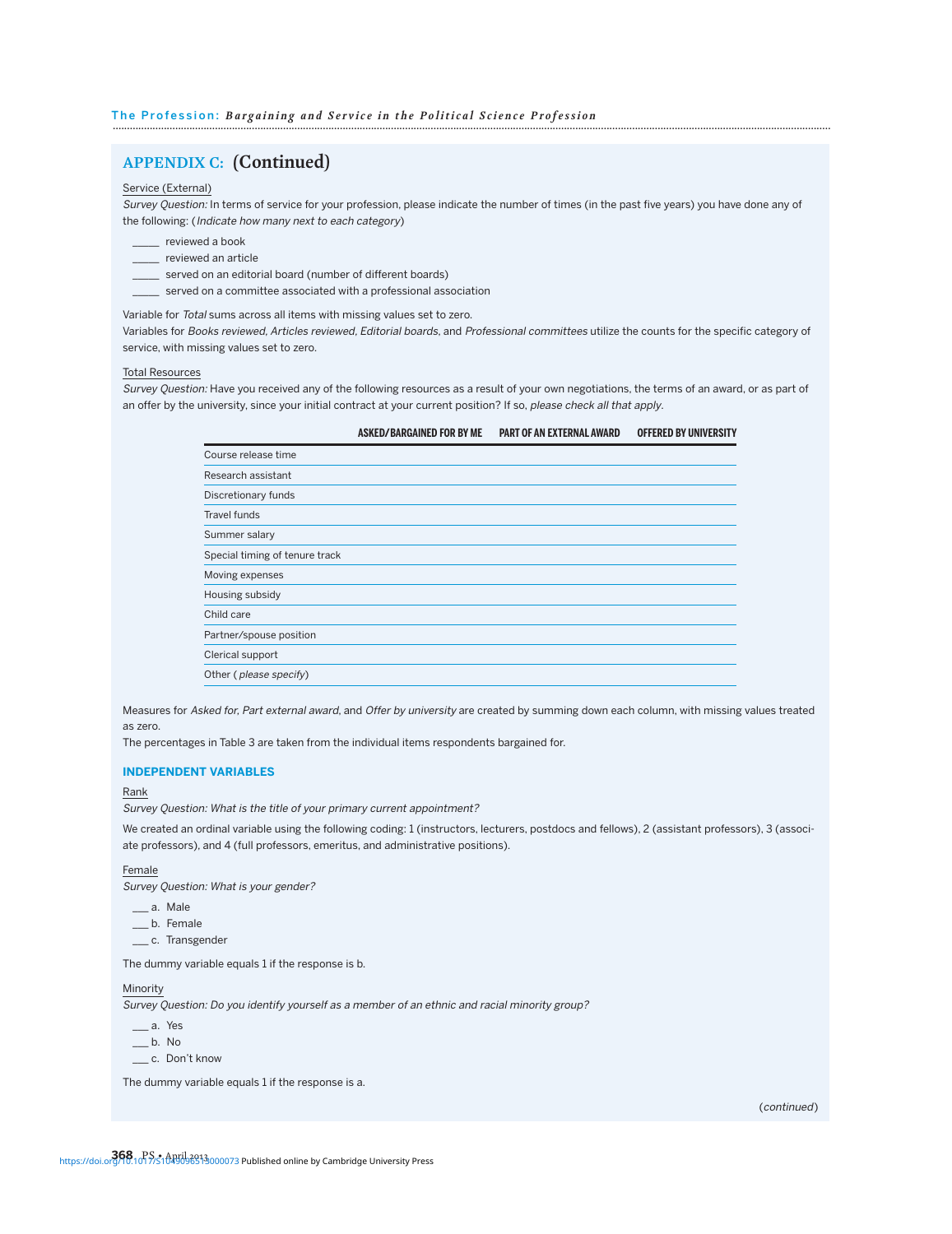## APPENDIX C: (Continued)

Service (External)

*Survey Question:* In terms of service for your profession, please indicate the number of times (in the past five years) you have done any of the following: (*Indicate how many next to each category*)

_____ reviewed a book
_____ reviewed an article
_____ served on an editorial board (number of different boards)
_____ served on a committee associated with a professional association

Variable for *Total* sums across all items with missing values set to zero.
Variables for *Books reviewed*, *Articles reviewed*, *Editorial boards*, and *Professional committees* utilize the counts for the specific category of service, with missing values set to zero.

Total Resources

*Survey Question:* Have you received any of the following resources as a result of your own negotiations, the terms of an award, or as part of an offer by the university, since your initial contract at your current position? If so, *please check all that apply*.

| | ASKED/BARGAINED FOR BY ME | PART OF AN EXTERNAL AWARD | OFFERED BY UNIVERSITY |
|---|---|---|---|
| Course release time | | | |
| Research assistant | | | |
| Discretionary funds | | | |
| Travel funds | | | |
| Summer salary | | | |
| Special timing of tenure track | | | |
| Moving expenses | | | |
| Housing subsidy | | | |
| Child care | | | |
| Partner/spouse position | | | |
| Clerical support | | | |
| Other ( *please specify*) | | | |

Measures for *Asked for*, *Part external award*, and *Offer by university* are created by summing down each column, with missing values treated as zero.
The percentages in Table 3 are taken from the individual items respondents bargained for.

### INDEPENDENT VARIABLES

Rank

*Survey Question: What is the title of your primary current appointment?*

We created an ordinal variable using the following coding: 1 (instructors, lecturers, postdocs and fellows), 2 (assistant professors), 3 (associate professors), and 4 (full professors, emeritus, and administrative positions).

Female

*Survey Question: What is your gender?*

___ a. Male
___ b. Female
___ c. Transgender

The dummy variable equals 1 if the response is b.

Minority

*Survey Question: Do you identify yourself as a member of an ethnic and racial minority group?*

___ a. Yes
___ b. No
___ c. Don't know

The dummy variable equals 1 if the response is a.

(*continued*)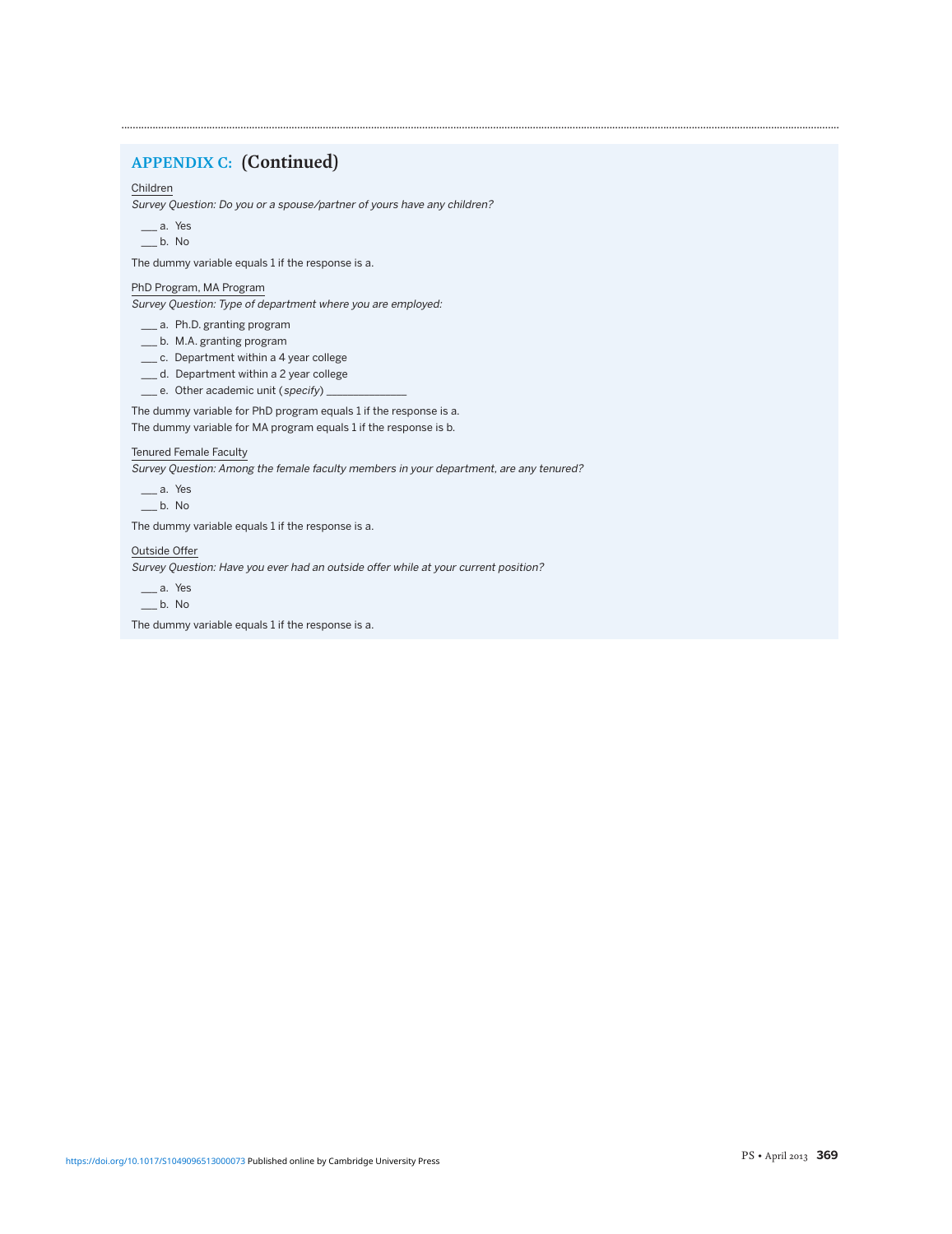## APPENDIX C: (Continued)

Children

*Survey Question: Do you or a spouse/partner of yours have any children?*

___ a. Yes
___ b. No

The dummy variable equals 1 if the response is a.

PhD Program, MA Program

*Survey Question: Type of department where you are employed:*

___ a. Ph.D. granting program
___ b. M.A. granting program
___ c. Department within a 4 year college
___ d. Department within a 2 year college
___ e. Other academic unit (*specify*) ______________

The dummy variable for PhD program equals 1 if the response is a.
The dummy variable for MA program equals 1 if the response is b.

Tenured Female Faculty

*Survey Question: Among the female faculty members in your department, are any tenured?*

___ a. Yes
___ b. No

The dummy variable equals 1 if the response is a.

Outside Offer

*Survey Question: Have you ever had an outside offer while at your current position?*

___ a. Yes
___ b. No

The dummy variable equals 1 if the response is a.